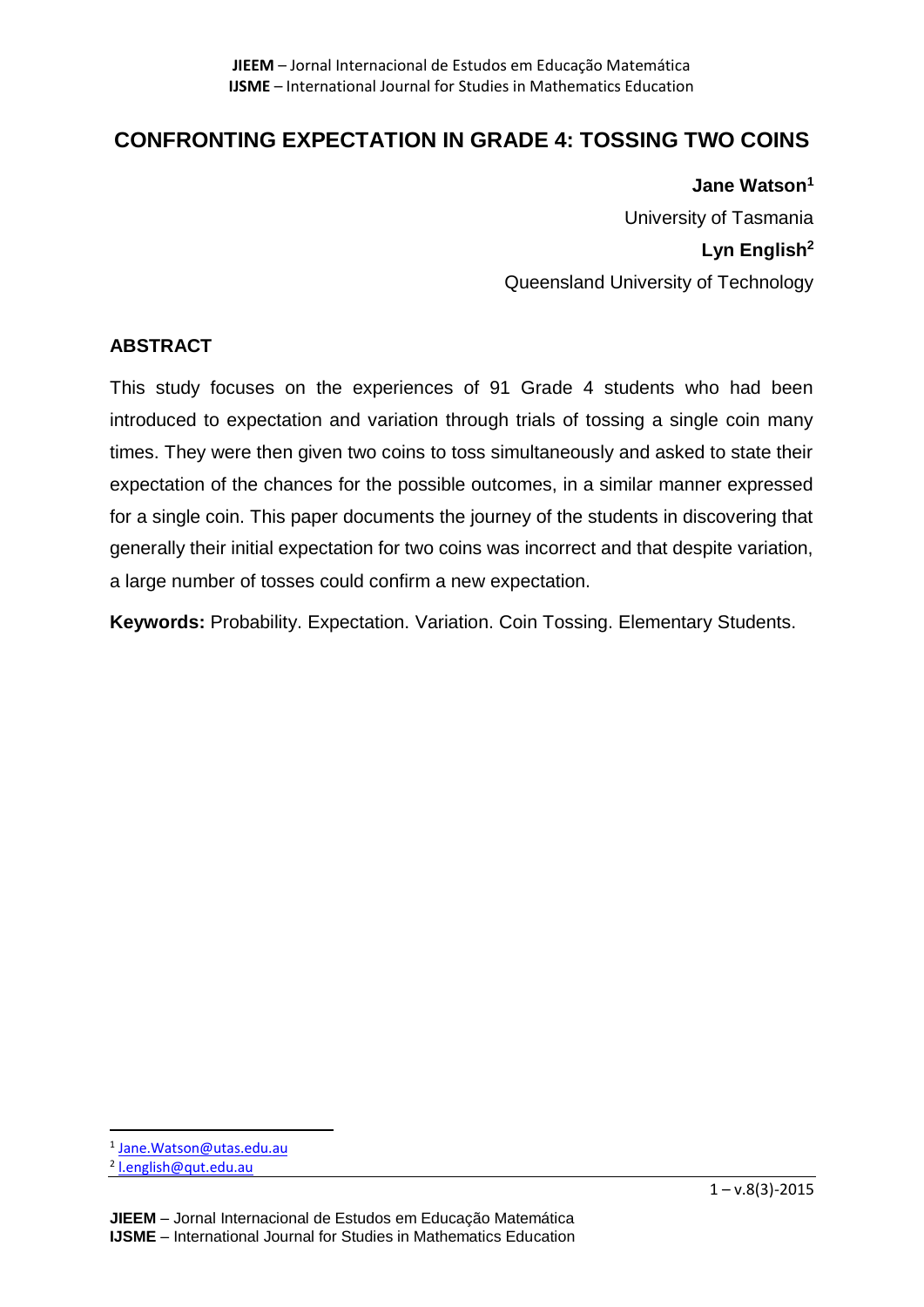# CONFRONTING EXPECTATION IN GRADE 4: TOSSING TWO COINS

**Jane Watson**[1]

University of Tasmania

**Lyn English**[2]

Queensland University of Technology

## ABSTRACT

This study focuses on the experiences of 91 Grade 4 students who had been introduced to expectation and variation through trials of tossing a single coin many times. They were then given two coins to toss simultaneously and asked to state their expectation of the chances for the possible outcomes, in a similar manner expressed for a single coin. This paper documents the journey of the students in discovering that generally their initial expectation for two coins was incorrect and that despite variation, a large number of tosses could confirm a new expectation.

**Keywords:** Probability. Expectation. Variation. Coin Tossing. Elementary Students.

---

[1] Jane.Watson@utas.edu.au

[2] l.english@qut.edu.au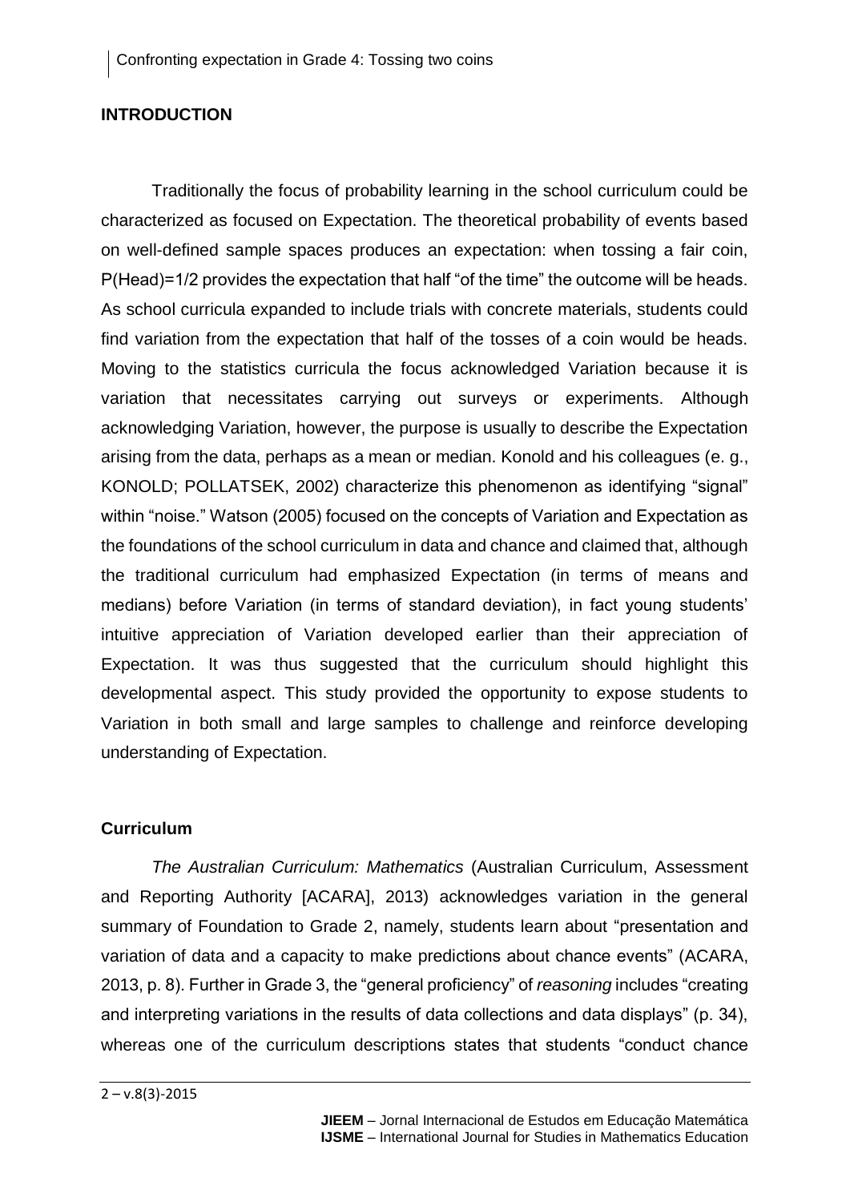## INTRODUCTION

Traditionally the focus of probability learning in the school curriculum could be characterized as focused on Expectation. The theoretical probability of events based on well-defined sample spaces produces an expectation: when tossing a fair coin, P(Head)=1/2 provides the expectation that half "of the time" the outcome will be heads. As school curricula expanded to include trials with concrete materials, students could find variation from the expectation that half of the tosses of a coin would be heads. Moving to the statistics curricula the focus acknowledged Variation because it is variation that necessitates carrying out surveys or experiments. Although acknowledging Variation, however, the purpose is usually to describe the Expectation arising from the data, perhaps as a mean or median. Konold and his colleagues (e. g., KONOLD; POLLATSEK, 2002) characterize this phenomenon as identifying "signal" within "noise." Watson (2005) focused on the concepts of Variation and Expectation as the foundations of the school curriculum in data and chance and claimed that, although the traditional curriculum had emphasized Expectation (in terms of means and medians) before Variation (in terms of standard deviation), in fact young students' intuitive appreciation of Variation developed earlier than their appreciation of Expectation. It was thus suggested that the curriculum should highlight this developmental aspect. This study provided the opportunity to expose students to Variation in both small and large samples to challenge and reinforce developing understanding of Expectation.

### Curriculum

*The Australian Curriculum: Mathematics* (Australian Curriculum, Assessment and Reporting Authority [ACARA], 2013) acknowledges variation in the general summary of Foundation to Grade 2, namely, students learn about "presentation and variation of data and a capacity to make predictions about chance events" (ACARA, 2013, p. 8). Further in Grade 3, the "general proficiency" of *reasoning* includes "creating and interpreting variations in the results of data collections and data displays" (p. 34), whereas one of the curriculum descriptions states that students "conduct chance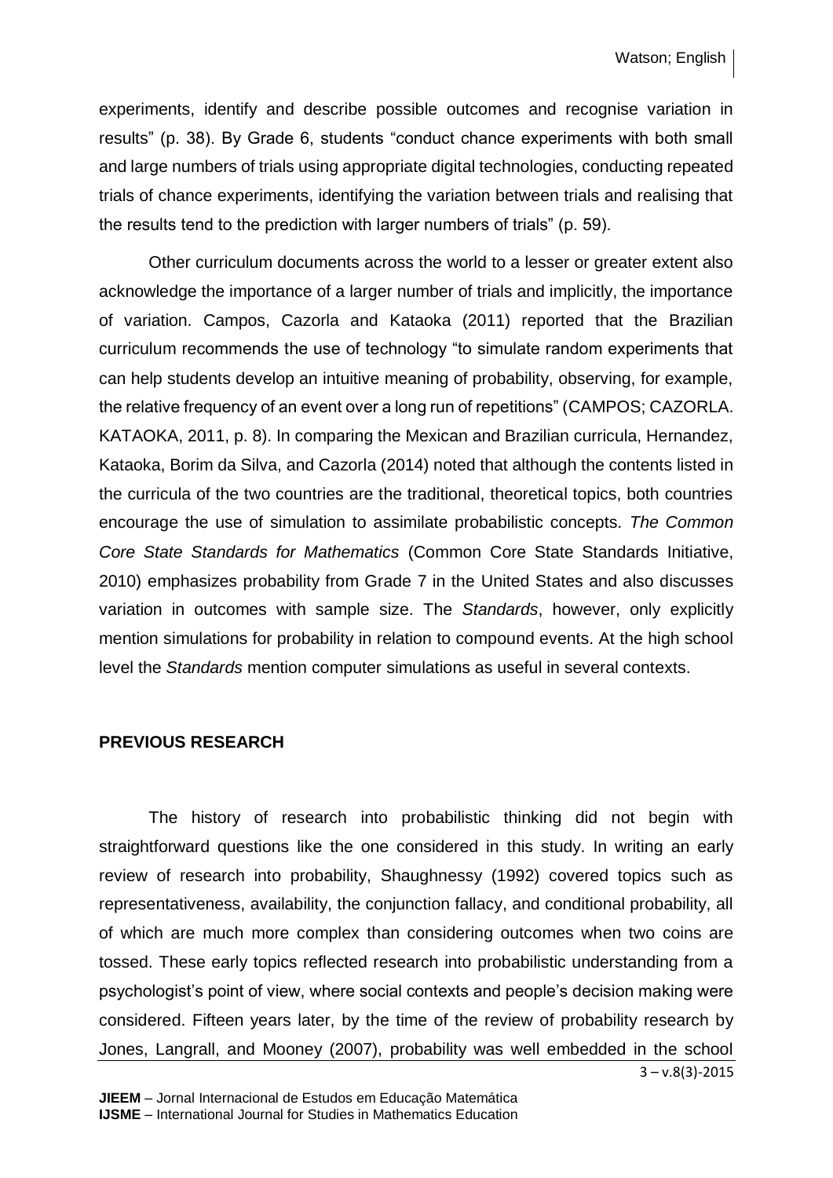experiments, identify and describe possible outcomes and recognise variation in results" (p. 38). By Grade 6, students "conduct chance experiments with both small and large numbers of trials using appropriate digital technologies, conducting repeated trials of chance experiments, identifying the variation between trials and realising that the results tend to the prediction with larger numbers of trials" (p. 59).

Other curriculum documents across the world to a lesser or greater extent also acknowledge the importance of a larger number of trials and implicitly, the importance of variation. Campos, Cazorla and Kataoka (2011) reported that the Brazilian curriculum recommends the use of technology "to simulate random experiments that can help students develop an intuitive meaning of probability, observing, for example, the relative frequency of an event over a long run of repetitions" (CAMPOS; CAZORLA. KATAOKA, 2011, p. 8). In comparing the Mexican and Brazilian curricula, Hernandez, Kataoka, Borim da Silva, and Cazorla (2014) noted that although the contents listed in the curricula of the two countries are the traditional, theoretical topics, both countries encourage the use of simulation to assimilate probabilistic concepts. *The Common Core State Standards for Mathematics* (Common Core State Standards Initiative, 2010) emphasizes probability from Grade 7 in the United States and also discusses variation in outcomes with sample size. The *Standards*, however, only explicitly mention simulations for probability in relation to compound events. At the high school level the *Standards* mention computer simulations as useful in several contexts.

## PREVIOUS RESEARCH

The history of research into probabilistic thinking did not begin with straightforward questions like the one considered in this study. In writing an early review of research into probability, Shaughnessy (1992) covered topics such as representativeness, availability, the conjunction fallacy, and conditional probability, all of which are much more complex than considering outcomes when two coins are tossed. These early topics reflected research into probabilistic understanding from a psychologist's point of view, where social contexts and people's decision making were considered. Fifteen years later, by the time of the review of probability research by Jones, Langrall, and Mooney (2007), probability was well embedded in the school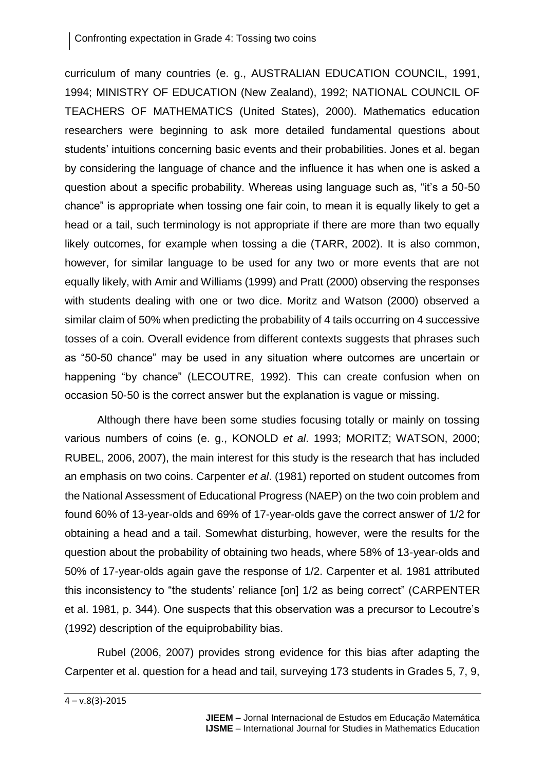curriculum of many countries (e. g., AUSTRALIAN EDUCATION COUNCIL, 1991, 1994; MINISTRY OF EDUCATION (New Zealand), 1992; NATIONAL COUNCIL OF TEACHERS OF MATHEMATICS (United States), 2000). Mathematics education researchers were beginning to ask more detailed fundamental questions about students' intuitions concerning basic events and their probabilities. Jones et al. began by considering the language of chance and the influence it has when one is asked a question about a specific probability. Whereas using language such as, "it's a 50-50 chance" is appropriate when tossing one fair coin, to mean it is equally likely to get a head or a tail, such terminology is not appropriate if there are more than two equally likely outcomes, for example when tossing a die (TARR, 2002). It is also common, however, for similar language to be used for any two or more events that are not equally likely, with Amir and Williams (1999) and Pratt (2000) observing the responses with students dealing with one or two dice. Moritz and Watson (2000) observed a similar claim of 50% when predicting the probability of 4 tails occurring on 4 successive tosses of a coin. Overall evidence from different contexts suggests that phrases such as "50-50 chance" may be used in any situation where outcomes are uncertain or happening "by chance" (LECOUTRE, 1992). This can create confusion when on occasion 50-50 is the correct answer but the explanation is vague or missing.

Although there have been some studies focusing totally or mainly on tossing various numbers of coins (e. g., KONOLD *et al*. 1993; MORITZ; WATSON, 2000; RUBEL, 2006, 2007), the main interest for this study is the research that has included an emphasis on two coins. Carpenter *et al*. (1981) reported on student outcomes from the National Assessment of Educational Progress (NAEP) on the two coin problem and found 60% of 13-year-olds and 69% of 17-year-olds gave the correct answer of 1/2 for obtaining a head and a tail. Somewhat disturbing, however, were the results for the question about the probability of obtaining two heads, where 58% of 13-year-olds and 50% of 17-year-olds again gave the response of 1/2. Carpenter et al. 1981 attributed this inconsistency to "the students' reliance [on] 1/2 as being correct" (CARPENTER et al. 1981, p. 344). One suspects that this observation was a precursor to Lecoutre's (1992) description of the equiprobability bias.

Rubel (2006, 2007) provides strong evidence for this bias after adapting the Carpenter et al. question for a head and tail, surveying 173 students in Grades 5, 7, 9,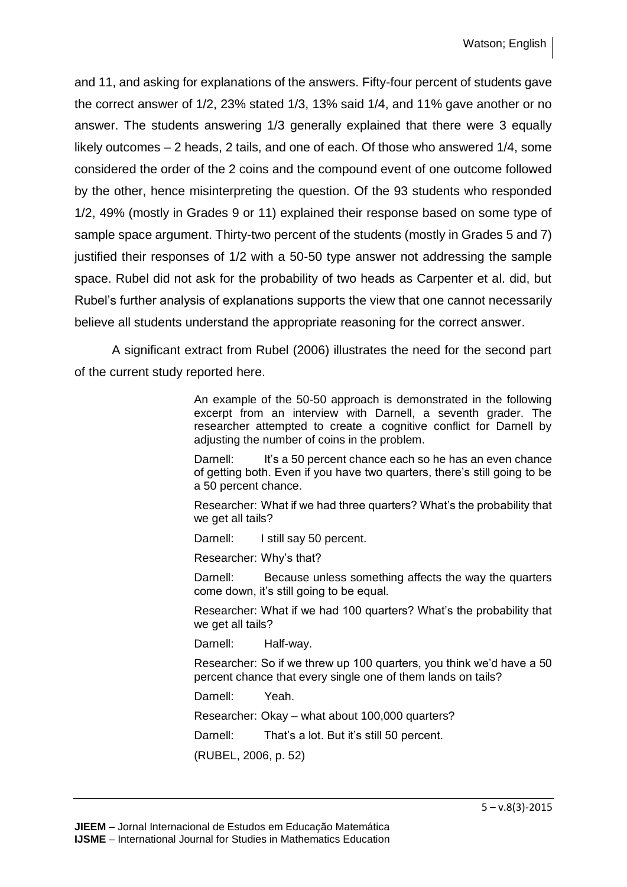and 11, and asking for explanations of the answers. Fifty-four percent of students gave the correct answer of 1/2, 23% stated 1/3, 13% said 1/4, and 11% gave another or no answer. The students answering 1/3 generally explained that there were 3 equally likely outcomes – 2 heads, 2 tails, and one of each. Of those who answered 1/4, some considered the order of the 2 coins and the compound event of one outcome followed by the other, hence misinterpreting the question. Of the 93 students who responded 1/2, 49% (mostly in Grades 9 or 11) explained their response based on some type of sample space argument. Thirty-two percent of the students (mostly in Grades 5 and 7) justified their responses of 1/2 with a 50-50 type answer not addressing the sample space. Rubel did not ask for the probability of two heads as Carpenter et al. did, but Rubel's further analysis of explanations supports the view that one cannot necessarily believe all students understand the appropriate reasoning for the correct answer.

A significant extract from Rubel (2006) illustrates the need for the second part of the current study reported here.

> An example of the 50-50 approach is demonstrated in the following excerpt from an interview with Darnell, a seventh grader. The researcher attempted to create a cognitive conflict for Darnell by adjusting the number of coins in the problem.
>
> Darnell: It's a 50 percent chance each so he has an even chance of getting both. Even if you have two quarters, there's still going to be a 50 percent chance.
>
> Researcher: What if we had three quarters? What's the probability that we get all tails?
>
> Darnell: I still say 50 percent.
>
> Researcher: Why's that?
>
> Darnell: Because unless something affects the way the quarters come down, it's still going to be equal.
>
> Researcher: What if we had 100 quarters? What's the probability that we get all tails?
>
> Darnell: Half-way.
>
> Researcher: So if we threw up 100 quarters, you think we'd have a 50 percent chance that every single one of them lands on tails?
>
> Darnell: Yeah.
>
> Researcher: Okay – what about 100,000 quarters?
>
> Darnell: That's a lot. But it's still 50 percent.
>
> (RUBEL, 2006, p. 52)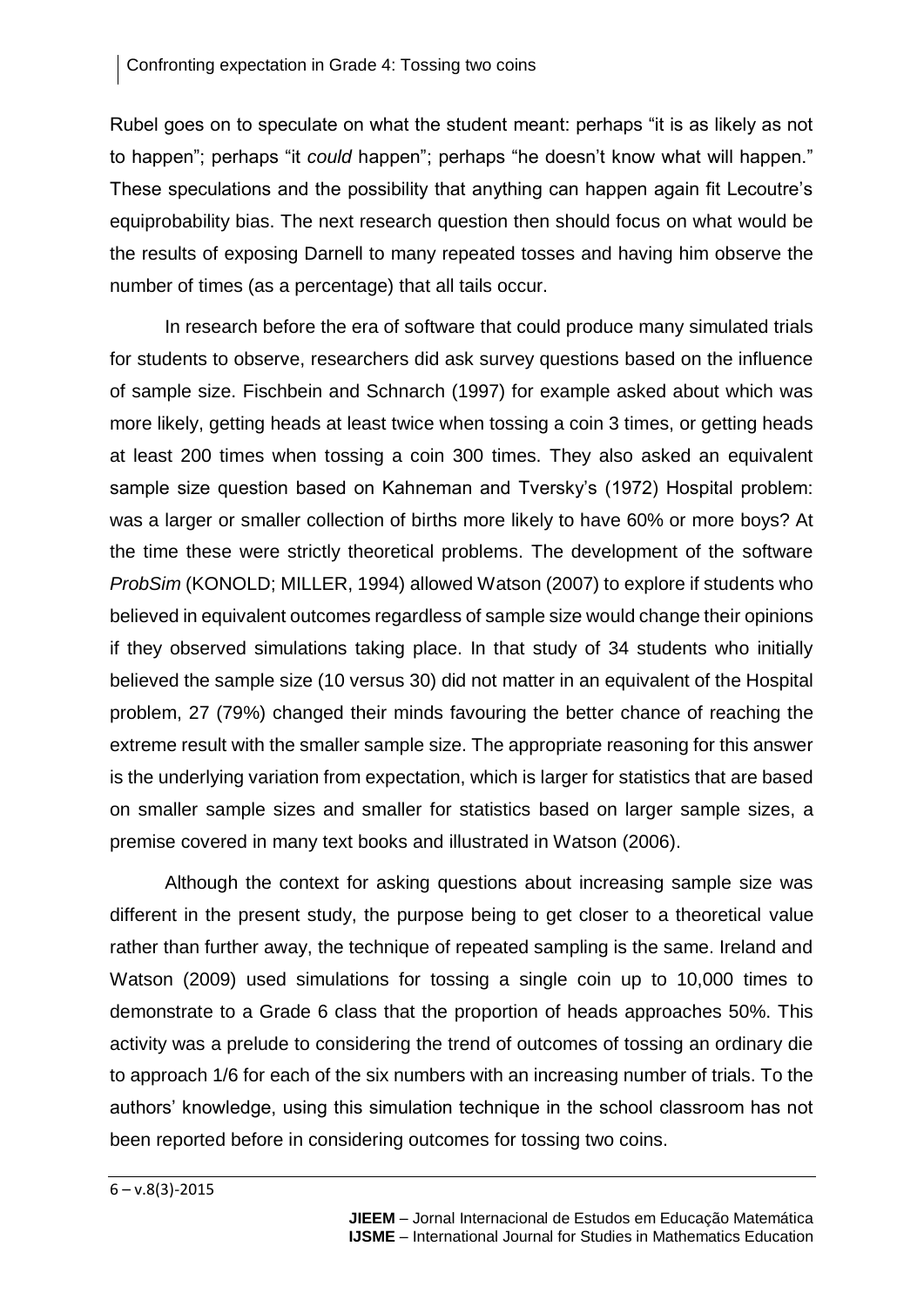Rubel goes on to speculate on what the student meant: perhaps "it is as likely as not to happen"; perhaps "it *could* happen"; perhaps "he doesn't know what will happen." These speculations and the possibility that anything can happen again fit Lecoutre's equiprobability bias. The next research question then should focus on what would be the results of exposing Darnell to many repeated tosses and having him observe the number of times (as a percentage) that all tails occur.

In research before the era of software that could produce many simulated trials for students to observe, researchers did ask survey questions based on the influence of sample size. Fischbein and Schnarch (1997) for example asked about which was more likely, getting heads at least twice when tossing a coin 3 times, or getting heads at least 200 times when tossing a coin 300 times. They also asked an equivalent sample size question based on Kahneman and Tversky's (1972) Hospital problem: was a larger or smaller collection of births more likely to have 60% or more boys? At the time these were strictly theoretical problems. The development of the software *ProbSim* (KONOLD; MILLER, 1994) allowed Watson (2007) to explore if students who believed in equivalent outcomes regardless of sample size would change their opinions if they observed simulations taking place. In that study of 34 students who initially believed the sample size (10 versus 30) did not matter in an equivalent of the Hospital problem, 27 (79%) changed their minds favouring the better chance of reaching the extreme result with the smaller sample size. The appropriate reasoning for this answer is the underlying variation from expectation, which is larger for statistics that are based on smaller sample sizes and smaller for statistics based on larger sample sizes, a premise covered in many text books and illustrated in Watson (2006).

Although the context for asking questions about increasing sample size was different in the present study, the purpose being to get closer to a theoretical value rather than further away, the technique of repeated sampling is the same. Ireland and Watson (2009) used simulations for tossing a single coin up to 10,000 times to demonstrate to a Grade 6 class that the proportion of heads approaches 50%. This activity was a prelude to considering the trend of outcomes of tossing an ordinary die to approach 1/6 for each of the six numbers with an increasing number of trials. To the authors' knowledge, using this simulation technique in the school classroom has not been reported before in considering outcomes for tossing two coins.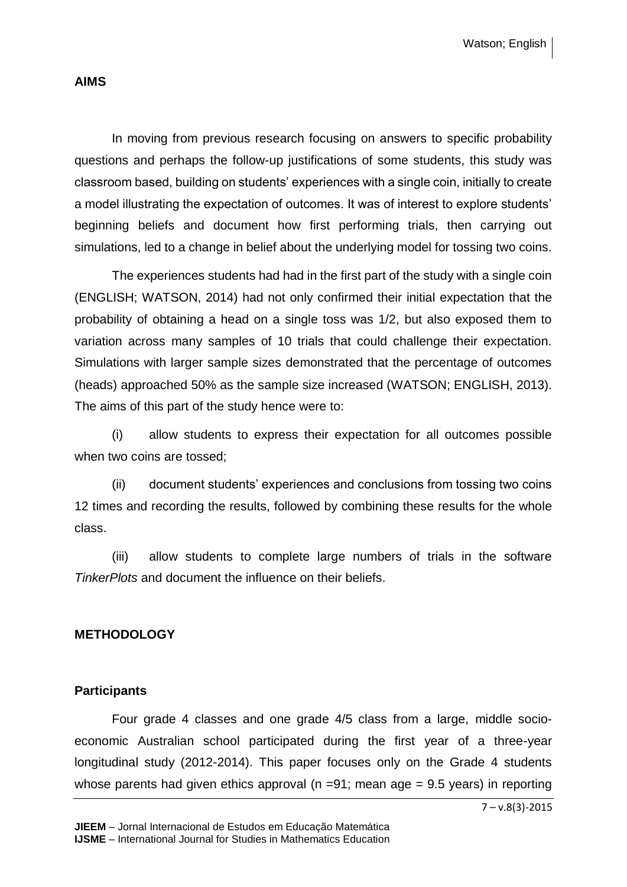## AIMS

In moving from previous research focusing on answers to specific probability questions and perhaps the follow-up justifications of some students, this study was classroom based, building on students' experiences with a single coin, initially to create a model illustrating the expectation of outcomes. It was of interest to explore students' beginning beliefs and document how first performing trials, then carrying out simulations, led to a change in belief about the underlying model for tossing two coins.

The experiences students had had in the first part of the study with a single coin (ENGLISH; WATSON, 2014) had not only confirmed their initial expectation that the probability of obtaining a head on a single toss was 1/2, but also exposed them to variation across many samples of 10 trials that could challenge their expectation. Simulations with larger sample sizes demonstrated that the percentage of outcomes (heads) approached 50% as the sample size increased (WATSON; ENGLISH, 2013). The aims of this part of the study hence were to:

(i) allow students to express their expectation for all outcomes possible when two coins are tossed;

(ii) document students' experiences and conclusions from tossing two coins 12 times and recording the results, followed by combining these results for the whole class.

(iii) allow students to complete large numbers of trials in the software *TinkerPlots* and document the influence on their beliefs.

## METHODOLOGY

### Participants

Four grade 4 classes and one grade 4/5 class from a large, middle socio-economic Australian school participated during the first year of a three-year longitudinal study (2012-2014). This paper focuses only on the Grade 4 students whose parents had given ethics approval (n =91; mean age = 9.5 years) in reporting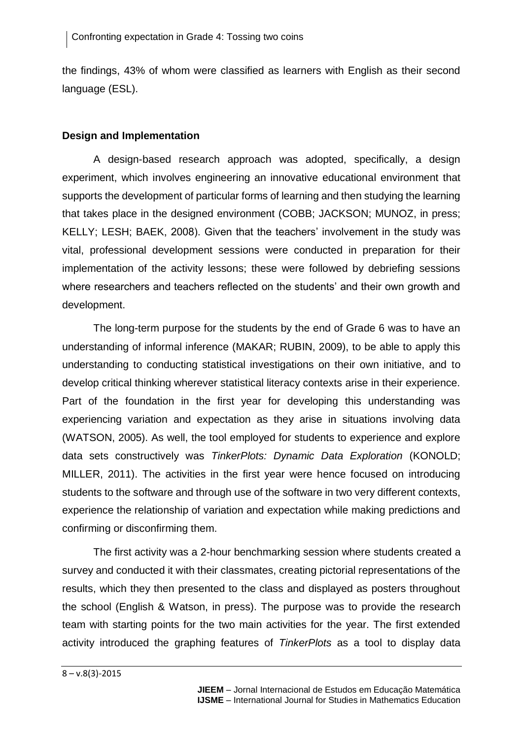the findings, 43% of whom were classified as learners with English as their second language (ESL).

**Design and Implementation**

A design-based research approach was adopted, specifically, a design experiment, which involves engineering an innovative educational environment that supports the development of particular forms of learning and then studying the learning that takes place in the designed environment (COBB; JACKSON; MUNOZ, in press; KELLY; LESH; BAEK, 2008). Given that the teachers' involvement in the study was vital, professional development sessions were conducted in preparation for their implementation of the activity lessons; these were followed by debriefing sessions where researchers and teachers reflected on the students' and their own growth and development.

The long-term purpose for the students by the end of Grade 6 was to have an understanding of informal inference (MAKAR; RUBIN, 2009), to be able to apply this understanding to conducting statistical investigations on their own initiative, and to develop critical thinking wherever statistical literacy contexts arise in their experience. Part of the foundation in the first year for developing this understanding was experiencing variation and expectation as they arise in situations involving data (WATSON, 2005). As well, the tool employed for students to experience and explore data sets constructively was *TinkerPlots: Dynamic Data Exploration* (KONOLD; MILLER, 2011). The activities in the first year were hence focused on introducing students to the software and through use of the software in two very different contexts, experience the relationship of variation and expectation while making predictions and confirming or disconfirming them.

The first activity was a 2-hour benchmarking session where students created a survey and conducted it with their classmates, creating pictorial representations of the results, which they then presented to the class and displayed as posters throughout the school (English & Watson, in press). The purpose was to provide the research team with starting points for the two main activities for the year. The first extended activity introduced the graphing features of *TinkerPlots* as a tool to display data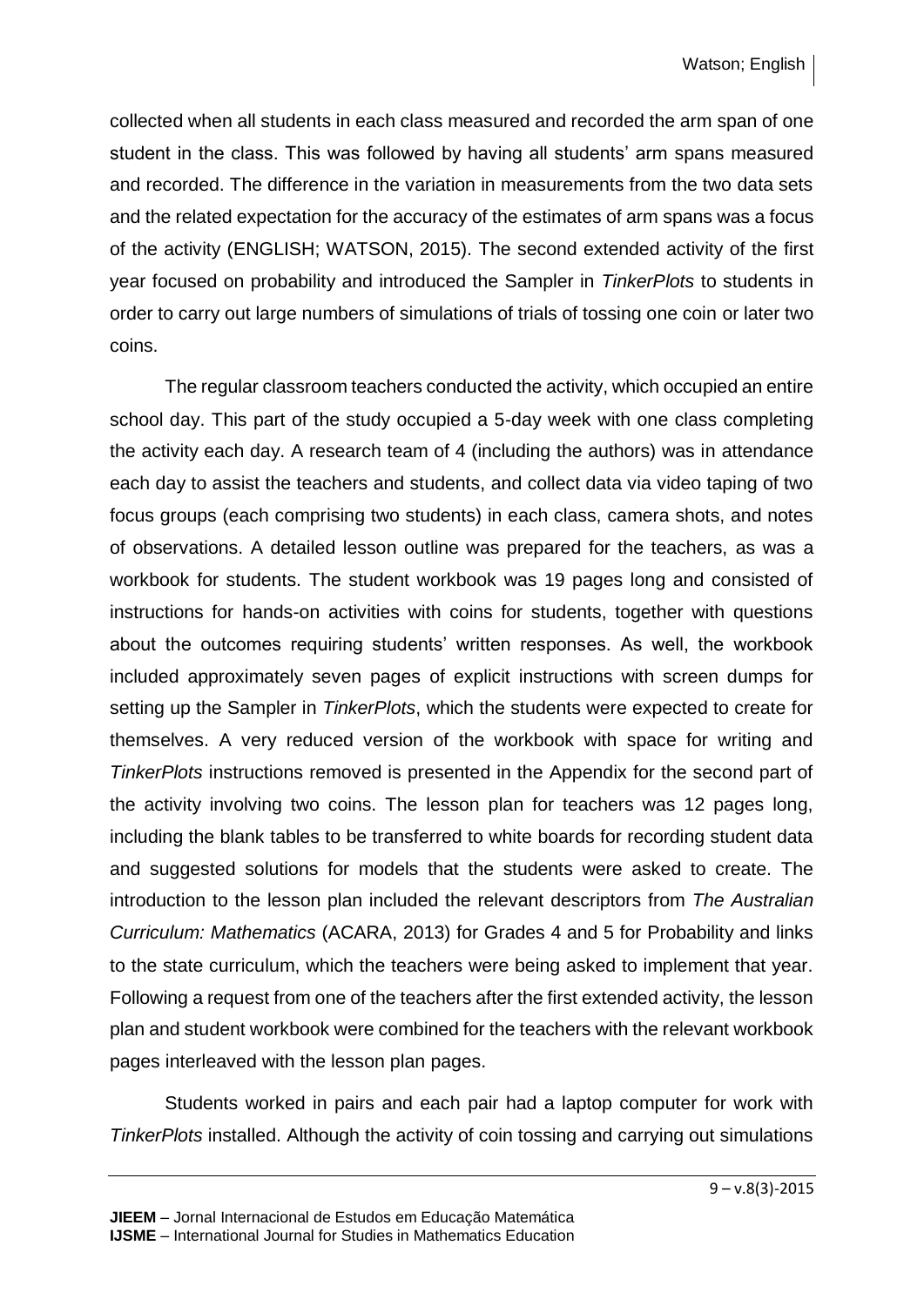collected when all students in each class measured and recorded the arm span of one student in the class. This was followed by having all students' arm spans measured and recorded. The difference in the variation in measurements from the two data sets and the related expectation for the accuracy of the estimates of arm spans was a focus of the activity (ENGLISH; WATSON, 2015). The second extended activity of the first year focused on probability and introduced the Sampler in *TinkerPlots* to students in order to carry out large numbers of simulations of trials of tossing one coin or later two coins.

The regular classroom teachers conducted the activity, which occupied an entire school day. This part of the study occupied a 5-day week with one class completing the activity each day. A research team of 4 (including the authors) was in attendance each day to assist the teachers and students, and collect data via video taping of two focus groups (each comprising two students) in each class, camera shots, and notes of observations. A detailed lesson outline was prepared for the teachers, as was a workbook for students. The student workbook was 19 pages long and consisted of instructions for hands-on activities with coins for students, together with questions about the outcomes requiring students' written responses. As well, the workbook included approximately seven pages of explicit instructions with screen dumps for setting up the Sampler in *TinkerPlots*, which the students were expected to create for themselves. A very reduced version of the workbook with space for writing and *TinkerPlots* instructions removed is presented in the Appendix for the second part of the activity involving two coins. The lesson plan for teachers was 12 pages long, including the blank tables to be transferred to white boards for recording student data and suggested solutions for models that the students were asked to create. The introduction to the lesson plan included the relevant descriptors from *The Australian Curriculum: Mathematics* (ACARA, 2013) for Grades 4 and 5 for Probability and links to the state curriculum, which the teachers were being asked to implement that year. Following a request from one of the teachers after the first extended activity, the lesson plan and student workbook were combined for the teachers with the relevant workbook pages interleaved with the lesson plan pages.

Students worked in pairs and each pair had a laptop computer for work with *TinkerPlots* installed. Although the activity of coin tossing and carrying out simulations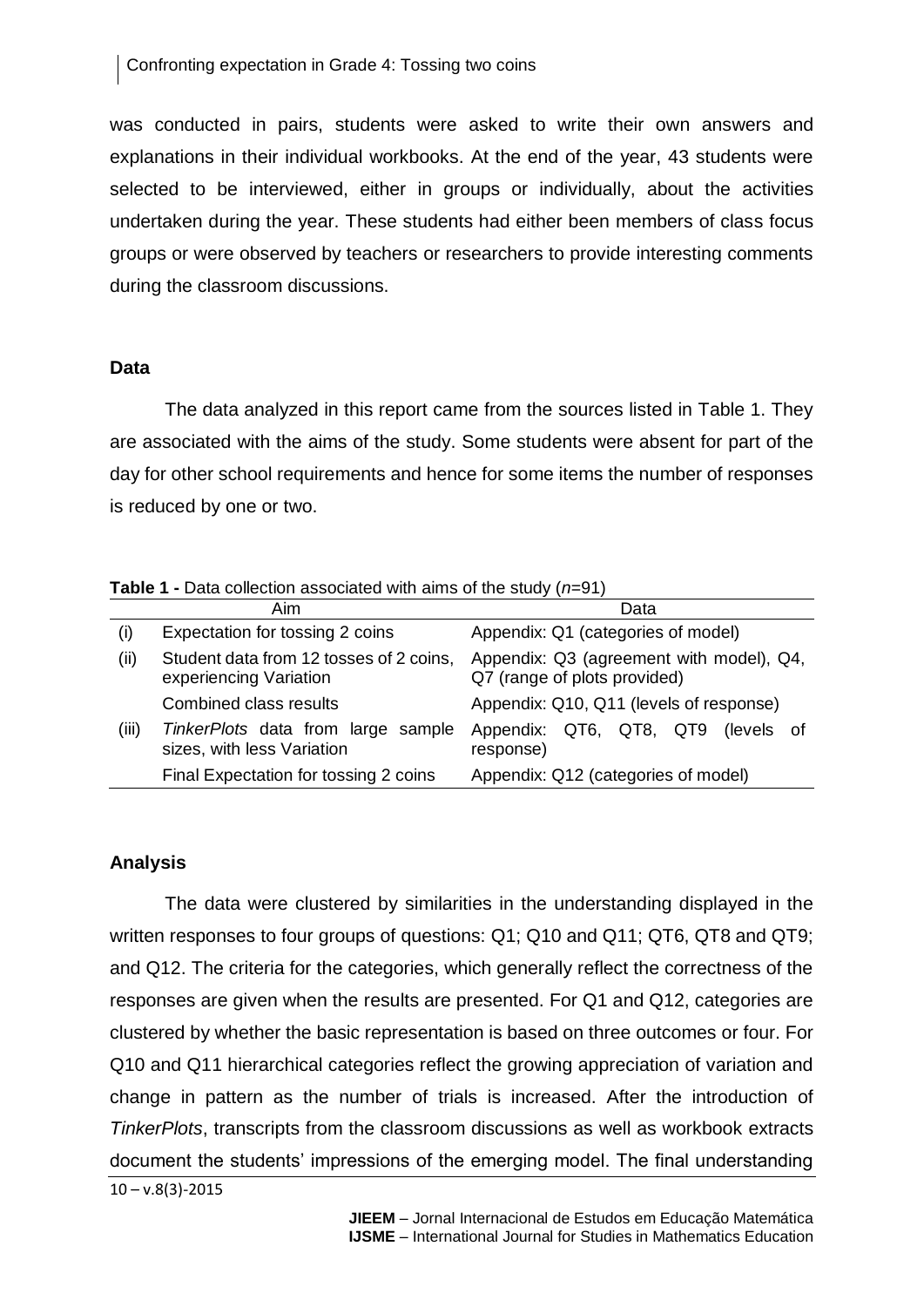was conducted in pairs, students were asked to write their own answers and explanations in their individual workbooks. At the end of the year, 43 students were selected to be interviewed, either in groups or individually, about the activities undertaken during the year. These students had either been members of class focus groups or were observed by teachers or researchers to provide interesting comments during the classroom discussions.

### Data

The data analyzed in this report came from the sources listed in Table 1. They are associated with the aims of the study. Some students were absent for part of the day for other school requirements and hence for some items the number of responses is reduced by one or two.

**Table 1 -** Data collection associated with aims of the study (*n*=91)

| | Aim | Data |
|---|---|---|
| (i) | Expectation for tossing 2 coins | Appendix: Q1 (categories of model) |
| (ii) | Student data from 12 tosses of 2 coins, experiencing Variation | Appendix: Q3 (agreement with model), Q4, Q7 (range of plots provided) |
| | Combined class results | Appendix: Q10, Q11 (levels of response) |
| (iii) | *TinkerPlots* data from large sample sizes, with less Variation | Appendix: QT6, QT8, QT9 (levels of response) |
| | Final Expectation for tossing 2 coins | Appendix: Q12 (categories of model) |

### Analysis

The data were clustered by similarities in the understanding displayed in the written responses to four groups of questions: Q1; Q10 and Q11; QT6, QT8 and QT9; and Q12. The criteria for the categories, which generally reflect the correctness of the responses are given when the results are presented. For Q1 and Q12, categories are clustered by whether the basic representation is based on three outcomes or four. For Q10 and Q11 hierarchical categories reflect the growing appreciation of variation and change in pattern as the number of trials is increased. After the introduction of *TinkerPlots*, transcripts from the classroom discussions as well as workbook extracts document the students' impressions of the emerging model. The final understanding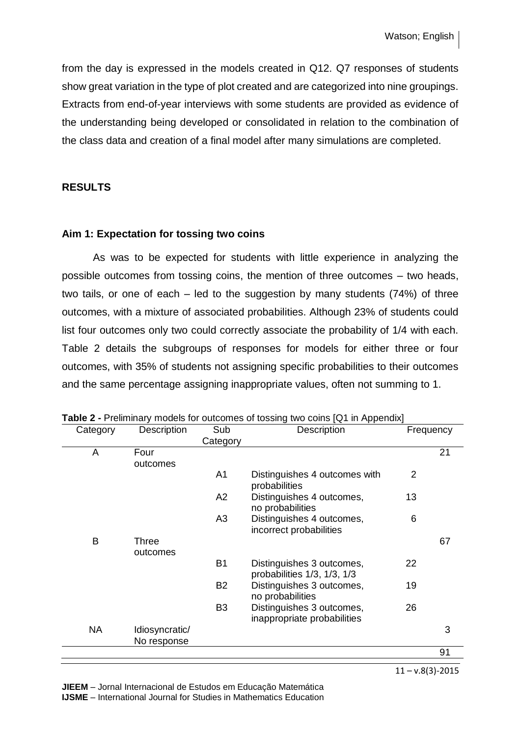from the day is expressed in the models created in Q12. Q7 responses of students show great variation in the type of plot created and are categorized into nine groupings. Extracts from end-of-year interviews with some students are provided as evidence of the understanding being developed or consolidated in relation to the combination of the class data and creation of a final model after many simulations are completed.

## RESULTS

### Aim 1: Expectation for tossing two coins

As was to be expected for students with little experience in analyzing the possible outcomes from tossing coins, the mention of three outcomes – two heads, two tails, or one of each – led to the suggestion by many students (74%) of three outcomes, with a mixture of associated probabilities. Although 23% of students could list four outcomes only two could correctly associate the probability of 1/4 with each. Table 2 details the subgroups of responses for models for either three or four outcomes, with 35% of students not assigning specific probabilities to their outcomes and the same percentage assigning inappropriate values, often not summing to 1.

**Table 2 -** Preliminary models for outcomes of tossing two coins [Q1 in Appendix]

| Category | Description | Sub Category | Description | | Frequency |
|---|---|---|---|---|---|
| A | Four outcomes | | | | 21 |
| | | A1 | Distinguishes 4 outcomes with probabilities | 2 | |
| | | A2 | Distinguishes 4 outcomes, no probabilities | 13 | |
| | | A3 | Distinguishes 4 outcomes, incorrect probabilities | 6 | |
| B | Three outcomes | | | | 67 |
| | | B1 | Distinguishes 3 outcomes, probabilities 1/3, 1/3, 1/3 | 22 | |
| | | B2 | Distinguishes 3 outcomes, no probabilities | 19 | |
| | | B3 | Distinguishes 3 outcomes, inappropriate probabilities | 26 | |
| NA | Idiosyncratic/ No response | | | | 3 |
| | | | | | 91 |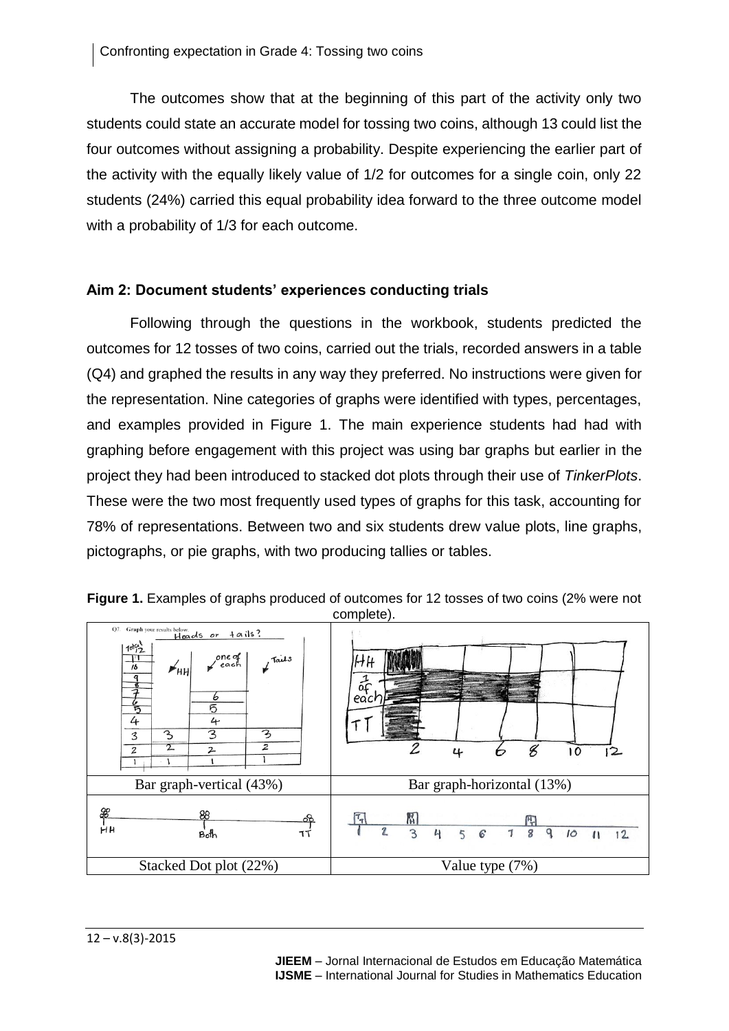The outcomes show that at the beginning of this part of the activity only two students could state an accurate model for tossing two coins, although 13 could list the four outcomes without assigning a probability. Despite experiencing the earlier part of the activity with the equally likely value of 1/2 for outcomes for a single coin, only 22 students (24%) carried this equal probability idea forward to the three outcome model with a probability of 1/3 for each outcome.

### Aim 2: Document students' experiences conducting trials

Following through the questions in the workbook, students predicted the outcomes for 12 tosses of two coins, carried out the trials, recorded answers in a table (Q4) and graphed the results in any way they preferred. No instructions were given for the representation. Nine categories of graphs were identified with types, percentages, and examples provided in Figure 1. The main experience students had had with graphing before engagement with this project was using bar graphs but earlier in the project they had been introduced to stacked dot plots through their use of *TinkerPlots*. These were the two most frequently used types of graphs for this task, accounting for 78% of representations. Between two and six students drew value plots, line graphs, pictographs, or pie graphs, with two producing tallies or tables.

**Figure 1.** Examples of graphs produced of outcomes for 12 tosses of two coins (2% were not complete).

| | |
|---|---|
| Bar graph-vertical (43%) | Bar graph-horizontal (13%) |
| Stacked Dot plot (22%) | Value type (7%) |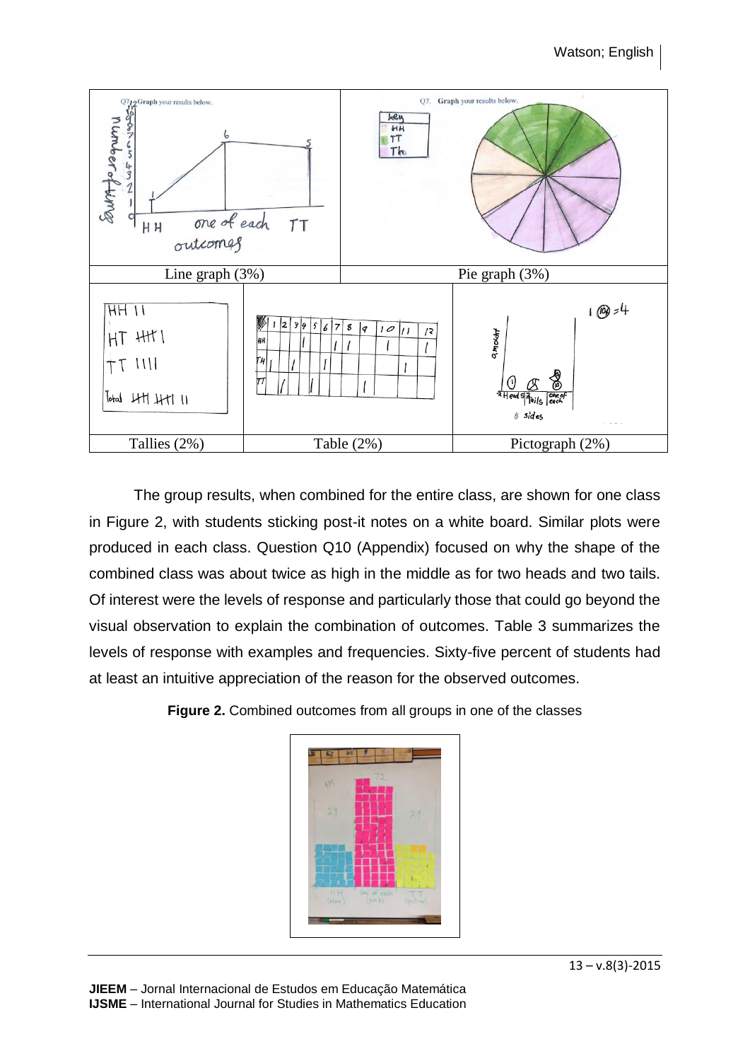| Line graph (3%) | | Pie graph (3%) |
| --- | --- | --- |
| Tallies (2%) | Table (2%) | Pictograph (2%) |

The group results, when combined for the entire class, are shown for one class in Figure 2, with students sticking post-it notes on a white board. Similar plots were produced in each class. Question Q10 (Appendix) focused on why the shape of the combined class was about twice as high in the middle as for two heads and two tails. Of interest were the levels of response and particularly those that could go beyond the visual observation to explain the combination of outcomes. Table 3 summarizes the levels of response with examples and frequencies. Sixty-five percent of students had at least an intuitive appreciation of the reason for the observed outcomes.

**Figure 2.** Combined outcomes from all groups in one of the classes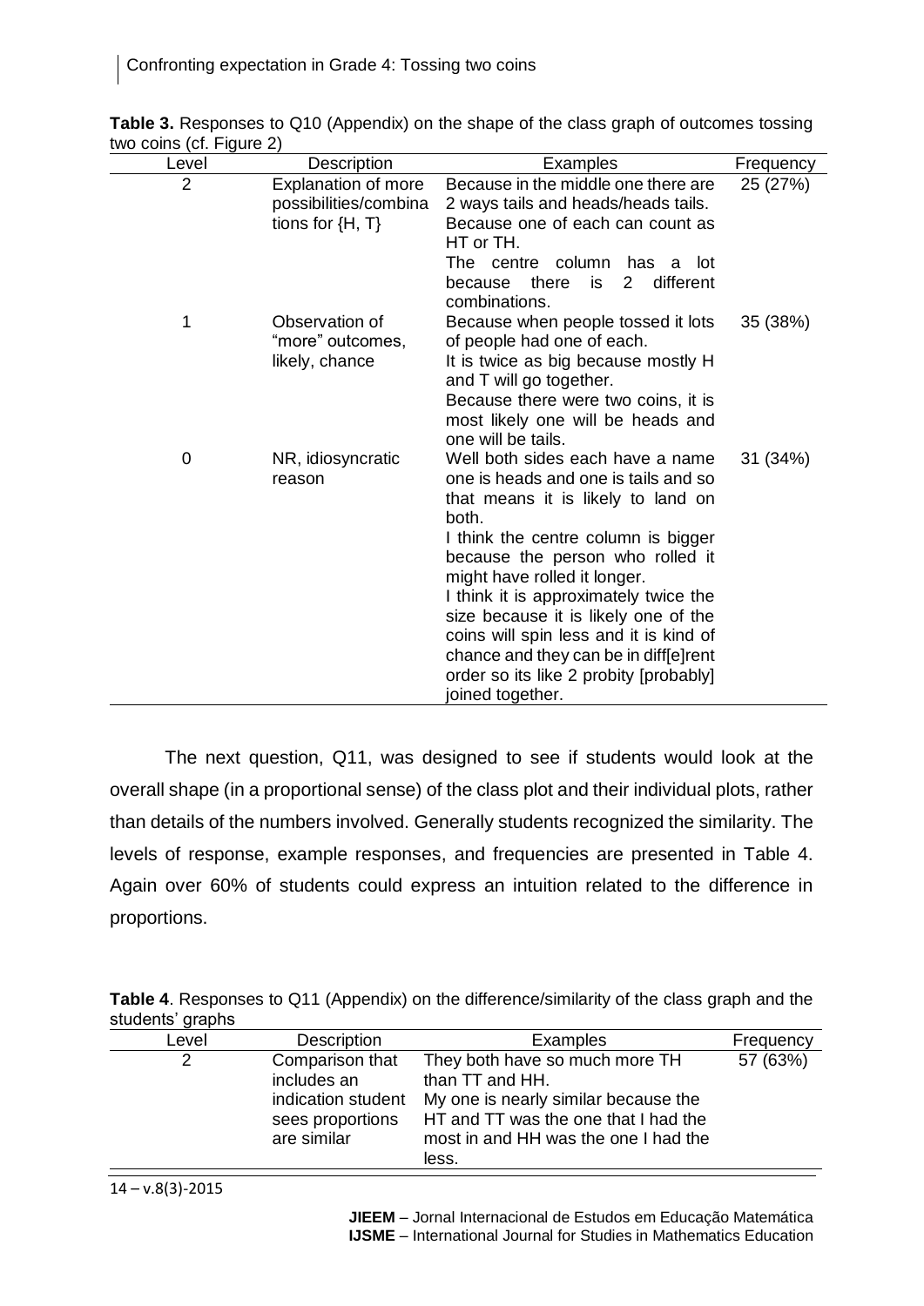**Table 3.** Responses to Q10 (Appendix) on the shape of the class graph of outcomes tossing two coins (cf. Figure 2)

| Level | Description | Examples | Frequency |
|---|---|---|---|
| 2 | Explanation of more possibilities/combinations for {H, T} | Because in the middle one there are 2 ways tails and heads/heads tails.<br>Because one of each can count as HT or TH.<br>The centre column has a lot because there is 2 different combinations. | 25 (27%) |
| 1 | Observation of "more" outcomes, likely, chance | Because when people tossed it lots of people had one of each.<br>It is twice as big because mostly H and T will go together.<br>Because there were two coins, it is most likely one will be heads and one will be tails. | 35 (38%) |
| 0 | NR, idiosyncratic reason | Well both sides each have a name one is heads and one is tails and so that means it is likely to land on both.<br>I think the centre column is bigger because the person who rolled it might have rolled it longer.<br>I think it is approximately twice the size because it is likely one of the coins will spin less and it is kind of chance and they can be in diff[e]rent order so its like 2 probity [probably] joined together. | 31 (34%) |

The next question, Q11, was designed to see if students would look at the overall shape (in a proportional sense) of the class plot and their individual plots, rather than details of the numbers involved. Generally students recognized the similarity. The levels of response, example responses, and frequencies are presented in Table 4. Again over 60% of students could express an intuition related to the difference in proportions.

**Table 4**. Responses to Q11 (Appendix) on the difference/similarity of the class graph and the students' graphs

| Level | Description | Examples | Frequency |
|---|---|---|---|
| 2 | Comparison that includes an indication student sees proportions are similar | They both have so much more TH than TT and HH.<br>My one is nearly similar because the HT and TT was the one that I had the most in and HH was the one I had the less. | 57 (63%) |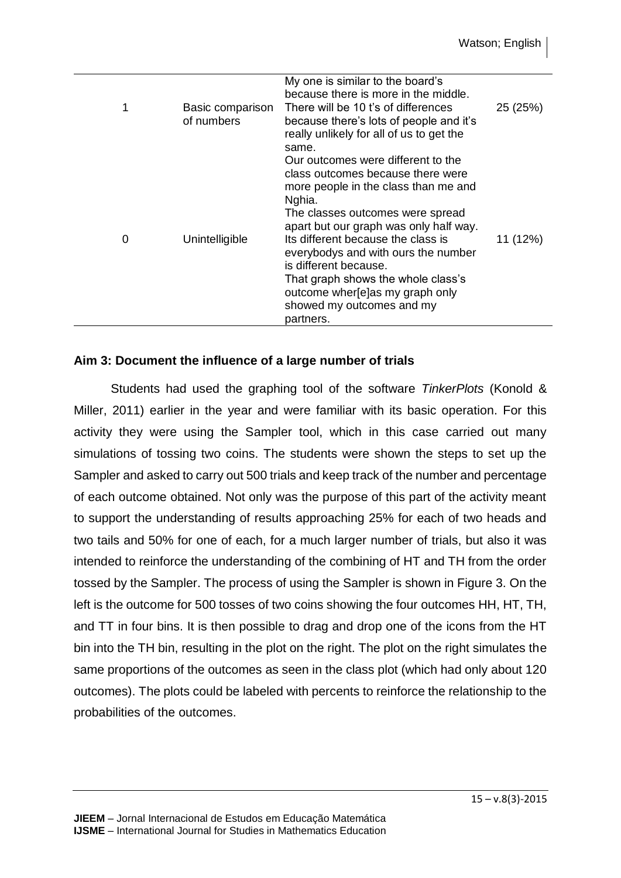| | | | |
|---|---|---|---|
| 1 | Basic comparison of numbers | My one is similar to the board's because there is more in the middle. There will be 10 t's of differences because there's lots of people and it's really unlikely for all of us to get the same. Our outcomes were different to the class outcomes because there were more people in the class than me and Nghia. | 25 (25%) |
| 0 | Unintelligible | The classes outcomes were spread apart but our graph was only half way. Its different because the class is everybodys and with ours the number is different because. That graph shows the whole class's outcome wher[e]as my graph only showed my outcomes and my partners. | 11 (12%) |

**Aim 3: Document the influence of a large number of trials**

Students had used the graphing tool of the software *TinkerPlots* (Konold & Miller, 2011) earlier in the year and were familiar with its basic operation. For this activity they were using the Sampler tool, which in this case carried out many simulations of tossing two coins. The students were shown the steps to set up the Sampler and asked to carry out 500 trials and keep track of the number and percentage of each outcome obtained. Not only was the purpose of this part of the activity meant to support the understanding of results approaching 25% for each of two heads and two tails and 50% for one of each, for a much larger number of trials, but also it was intended to reinforce the understanding of the combining of HT and TH from the order tossed by the Sampler. The process of using the Sampler is shown in Figure 3. On the left is the outcome for 500 tosses of two coins showing the four outcomes HH, HT, TH, and TT in four bins. It is then possible to drag and drop one of the icons from the HT bin into the TH bin, resulting in the plot on the right. The plot on the right simulates the same proportions of the outcomes as seen in the class plot (which had only about 120 outcomes). The plots could be labeled with percents to reinforce the relationship to the probabilities of the outcomes.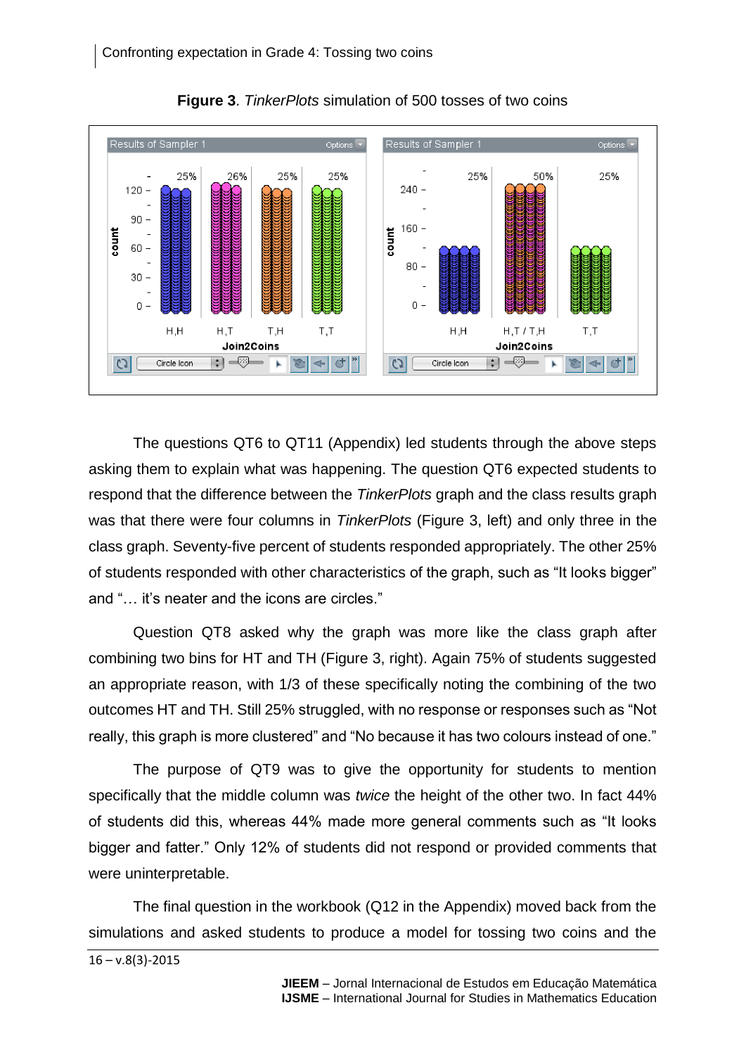**Figure 3**. *TinkerPlots* simulation of 500 tosses of two coins

The questions QT6 to QT11 (Appendix) led students through the above steps asking them to explain what was happening. The question QT6 expected students to respond that the difference between the *TinkerPlots* graph and the class results graph was that there were four columns in *TinkerPlots* (Figure 3, left) and only three in the class graph. Seventy-five percent of students responded appropriately. The other 25% of students responded with other characteristics of the graph, such as "It looks bigger" and "… it's neater and the icons are circles."

Question QT8 asked why the graph was more like the class graph after combining two bins for HT and TH (Figure 3, right). Again 75% of students suggested an appropriate reason, with 1/3 of these specifically noting the combining of the two outcomes HT and TH. Still 25% struggled, with no response or responses such as "Not really, this graph is more clustered" and "No because it has two colours instead of one."

The purpose of QT9 was to give the opportunity for students to mention specifically that the middle column was *twice* the height of the other two. In fact 44% of students did this, whereas 44% made more general comments such as "It looks bigger and fatter." Only 12% of students did not respond or provided comments that were uninterpretable.

The final question in the workbook (Q12 in the Appendix) moved back from the simulations and asked students to produce a model for tossing two coins and the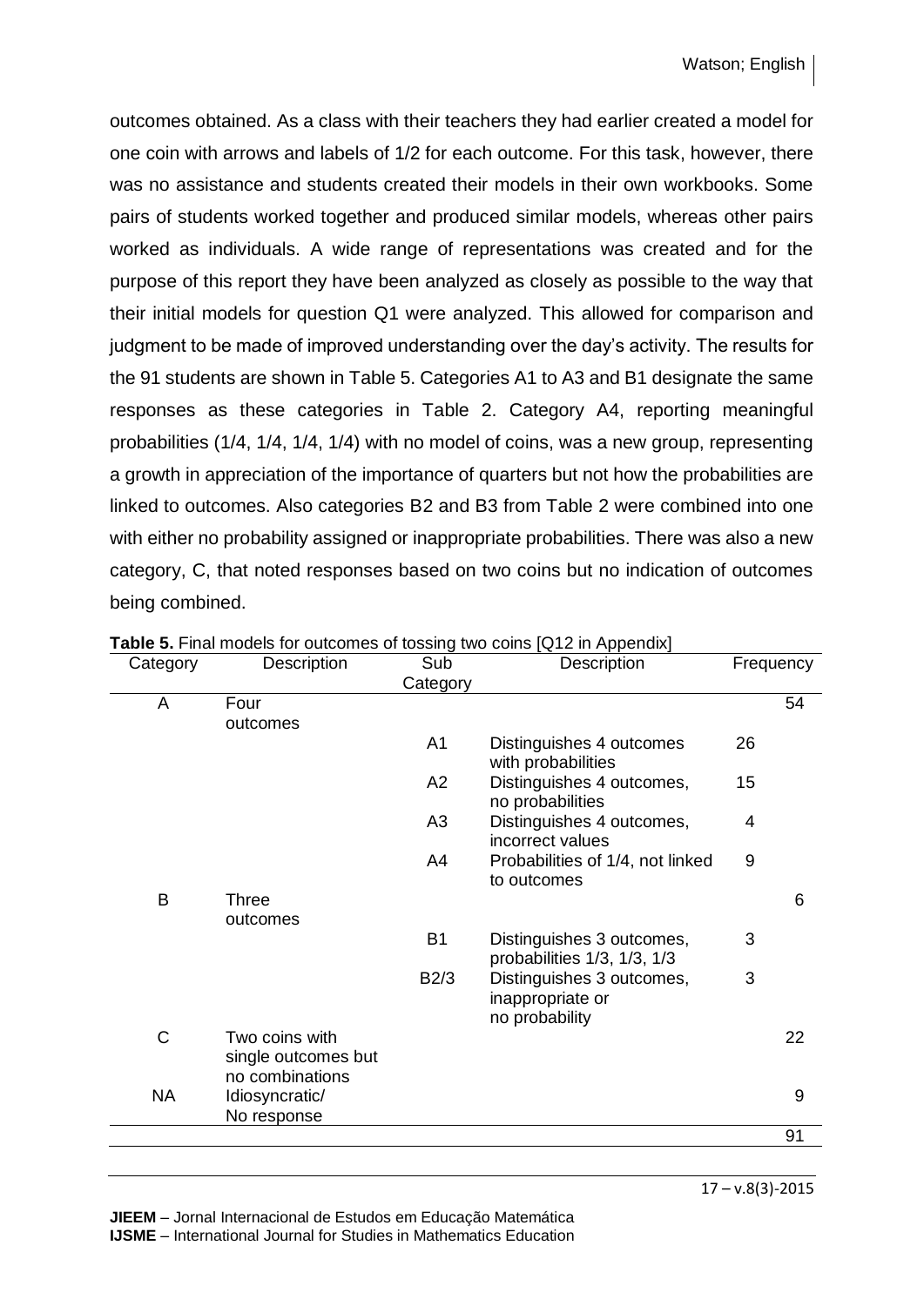outcomes obtained. As a class with their teachers they had earlier created a model for one coin with arrows and labels of 1/2 for each outcome. For this task, however, there was no assistance and students created their models in their own workbooks. Some pairs of students worked together and produced similar models, whereas other pairs worked as individuals. A wide range of representations was created and for the purpose of this report they have been analyzed as closely as possible to the way that their initial models for question Q1 were analyzed. This allowed for comparison and judgment to be made of improved understanding over the day's activity. The results for the 91 students are shown in Table 5. Categories A1 to A3 and B1 designate the same responses as these categories in Table 2. Category A4, reporting meaningful probabilities (1/4, 1/4, 1/4, 1/4) with no model of coins, was a new group, representing a growth in appreciation of the importance of quarters but not how the probabilities are linked to outcomes. Also categories B2 and B3 from Table 2 were combined into one with either no probability assigned or inappropriate probabilities. There was also a new category, C, that noted responses based on two coins but no indication of outcomes being combined.

**Table 5.** Final models for outcomes of tossing two coins [Q12 in Appendix]

| Category | Description | Sub Category | Description | | Frequency |
|---|---|---|---|---|---|
| A | Four outcomes | | | | 54 |
| | | A1 | Distinguishes 4 outcomes with probabilities | 26 | |
| | | A2 | Distinguishes 4 outcomes, no probabilities | 15 | |
| | | A3 | Distinguishes 4 outcomes, incorrect values | 4 | |
| | | A4 | Probabilities of 1/4, not linked to outcomes | 9 | |
| B | Three outcomes | | | | 6 |
| | | B1 | Distinguishes 3 outcomes, probabilities 1/3, 1/3, 1/3 | 3 | |
| | | B2/3 | Distinguishes 3 outcomes, inappropriate or no probability | 3 | |
| C | Two coins with single outcomes but no combinations | | | | 22 |
| NA | Idiosyncratic/ No response | | | | 9 |
| | | | | | 91 |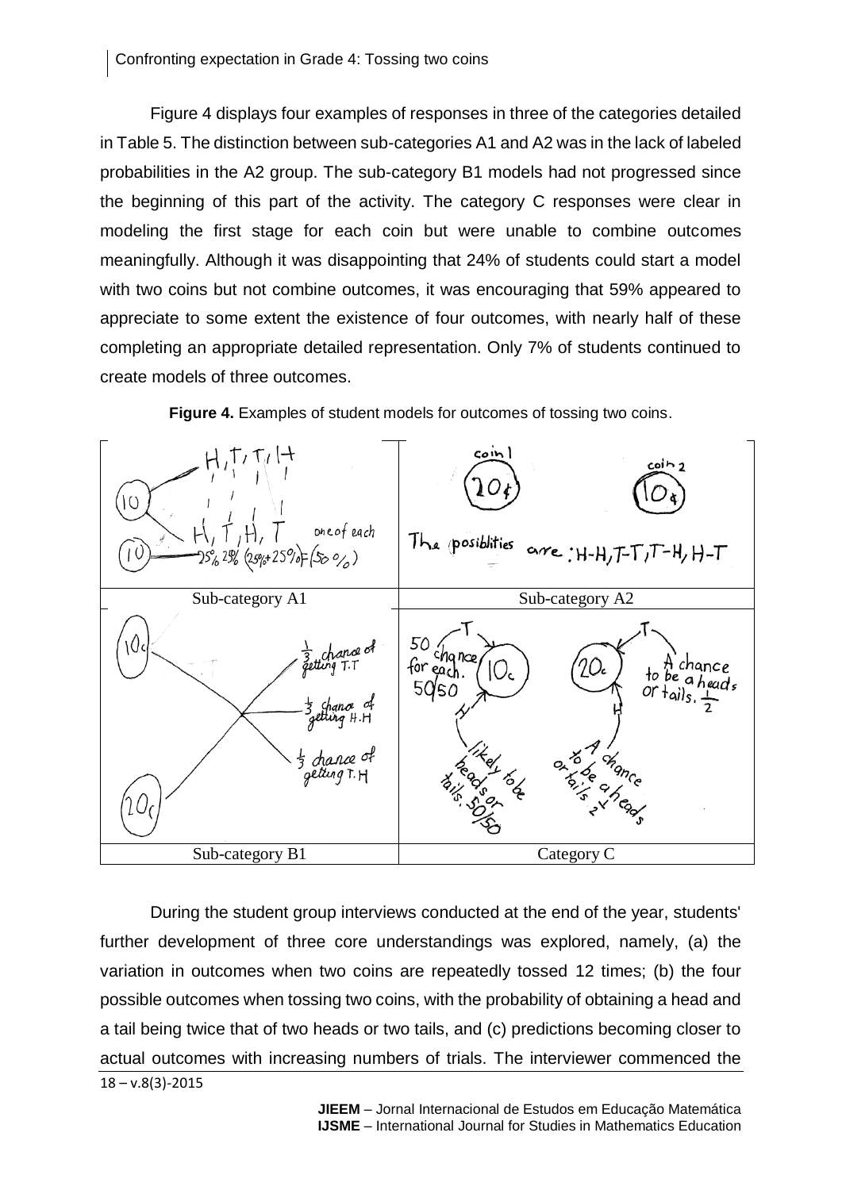Figure 4 displays four examples of responses in three of the categories detailed in Table 5. The distinction between sub-categories A1 and A2 was in the lack of labeled probabilities in the A2 group. The sub-category B1 models had not progressed since the beginning of this part of the activity. The category C responses were clear in modeling the first stage for each coin but were unable to combine outcomes meaningfully. Although it was disappointing that 24% of students could start a model with two coins but not combine outcomes, it was encouraging that 59% appeared to appreciate to some extent the existence of four outcomes, with nearly half of these completing an appropriate detailed representation. Only 7% of students continued to create models of three outcomes.

**Figure 4.** Examples of student models for outcomes of tossing two coins.

| | |
|---|---|
| Sub-category A1 | Sub-category A2 |
| Sub-category B1 | Category C |

During the student group interviews conducted at the end of the year, students' further development of three core understandings was explored, namely, (a) the variation in outcomes when two coins are repeatedly tossed 12 times; (b) the four possible outcomes when tossing two coins, with the probability of obtaining a head and a tail being twice that of two heads or two tails, and (c) predictions becoming closer to actual outcomes with increasing numbers of trials. The interviewer commenced the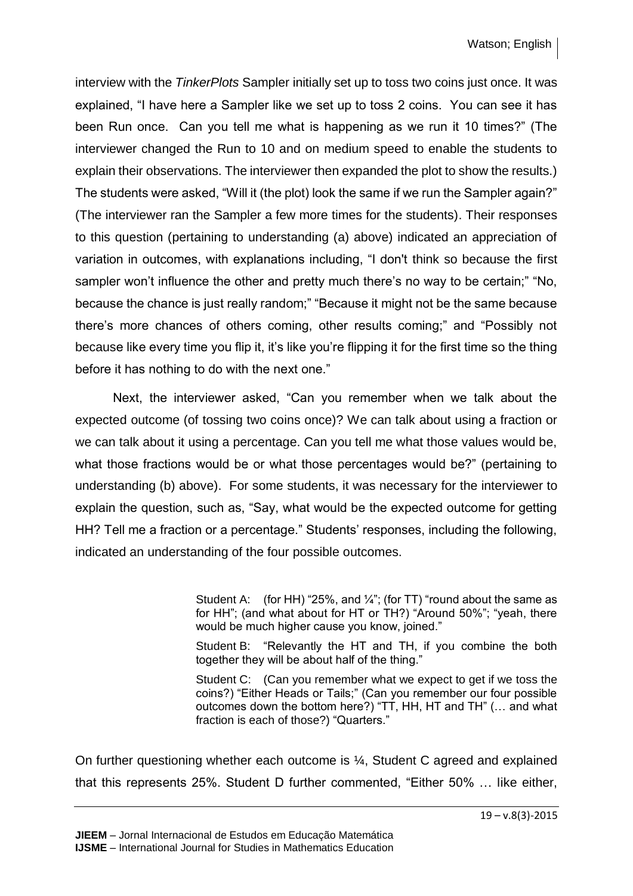interview with the *TinkerPlots* Sampler initially set up to toss two coins just once. It was explained, “I have here a Sampler like we set up to toss 2 coins. You can see it has been Run once. Can you tell me what is happening as we run it 10 times?” (The interviewer changed the Run to 10 and on medium speed to enable the students to explain their observations. The interviewer then expanded the plot to show the results.) The students were asked, “Will it (the plot) look the same if we run the Sampler again?” (The interviewer ran the Sampler a few more times for the students). Their responses to this question (pertaining to understanding (a) above) indicated an appreciation of variation in outcomes, with explanations including, “I don't think so because the first sampler won’t influence the other and pretty much there’s no way to be certain;” “No, because the chance is just really random;” “Because it might not be the same because there’s more chances of others coming, other results coming;” and “Possibly not because like every time you flip it, it’s like you’re flipping it for the first time so the thing before it has nothing to do with the next one.”

Next, the interviewer asked, “Can you remember when we talk about the expected outcome (of tossing two coins once)? We can talk about using a fraction or we can talk about it using a percentage. Can you tell me what those values would be, what those fractions would be or what those percentages would be?” (pertaining to understanding (b) above). For some students, it was necessary for the interviewer to explain the question, such as, “Say, what would be the expected outcome for getting HH? Tell me a fraction or a percentage.” Students’ responses, including the following, indicated an understanding of the four possible outcomes.

> Student A: (for HH) “25%, and ¼”; (for TT) “round about the same as for HH”; (and what about for HT or TH?) “Around 50%”; “yeah, there would be much higher cause you know, joined.”
>
> Student B: “Relevantly the HT and TH, if you combine the both together they will be about half of the thing.”
>
> Student C: (Can you remember what we expect to get if we toss the coins?) “Either Heads or Tails;” (Can you remember our four possible outcomes down the bottom here?) “TT, HH, HT and TH” (… and what fraction is each of those?) “Quarters.”

On further questioning whether each outcome is ¼, Student C agreed and explained that this represents 25%. Student D further commented, “Either 50% … like either,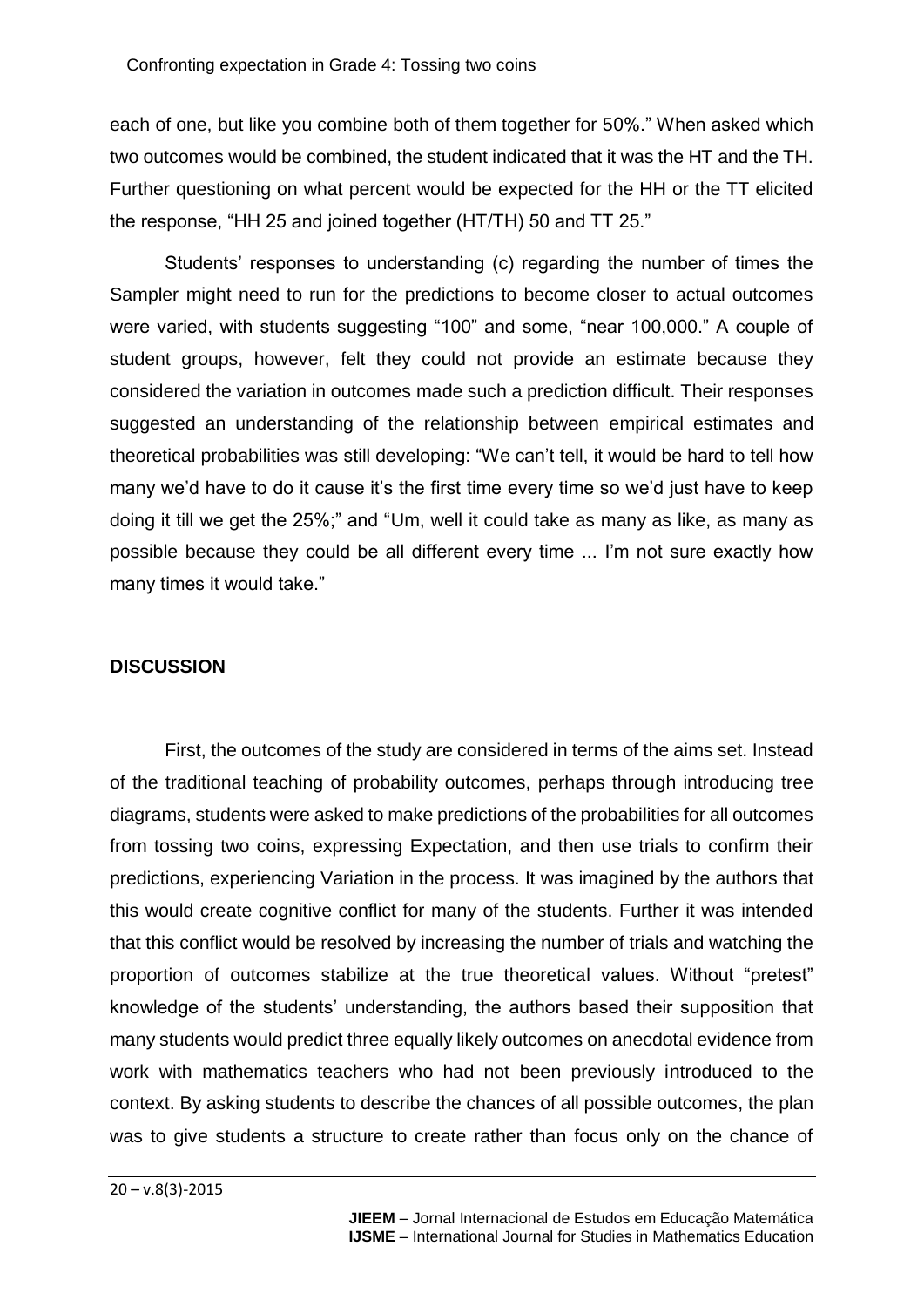each of one, but like you combine both of them together for 50%." When asked which two outcomes would be combined, the student indicated that it was the HT and the TH. Further questioning on what percent would be expected for the HH or the TT elicited the response, "HH 25 and joined together (HT/TH) 50 and TT 25."

Students' responses to understanding (c) regarding the number of times the Sampler might need to run for the predictions to become closer to actual outcomes were varied, with students suggesting "100" and some, "near 100,000." A couple of student groups, however, felt they could not provide an estimate because they considered the variation in outcomes made such a prediction difficult. Their responses suggested an understanding of the relationship between empirical estimates and theoretical probabilities was still developing: "We can't tell, it would be hard to tell how many we'd have to do it cause it's the first time every time so we'd just have to keep doing it till we get the 25%;" and "Um, well it could take as many as like, as many as possible because they could be all different every time ... I'm not sure exactly how many times it would take."

## DISCUSSION

First, the outcomes of the study are considered in terms of the aims set. Instead of the traditional teaching of probability outcomes, perhaps through introducing tree diagrams, students were asked to make predictions of the probabilities for all outcomes from tossing two coins, expressing Expectation, and then use trials to confirm their predictions, experiencing Variation in the process. It was imagined by the authors that this would create cognitive conflict for many of the students. Further it was intended that this conflict would be resolved by increasing the number of trials and watching the proportion of outcomes stabilize at the true theoretical values. Without "pretest" knowledge of the students' understanding, the authors based their supposition that many students would predict three equally likely outcomes on anecdotal evidence from work with mathematics teachers who had not been previously introduced to the context. By asking students to describe the chances of all possible outcomes, the plan was to give students a structure to create rather than focus only on the chance of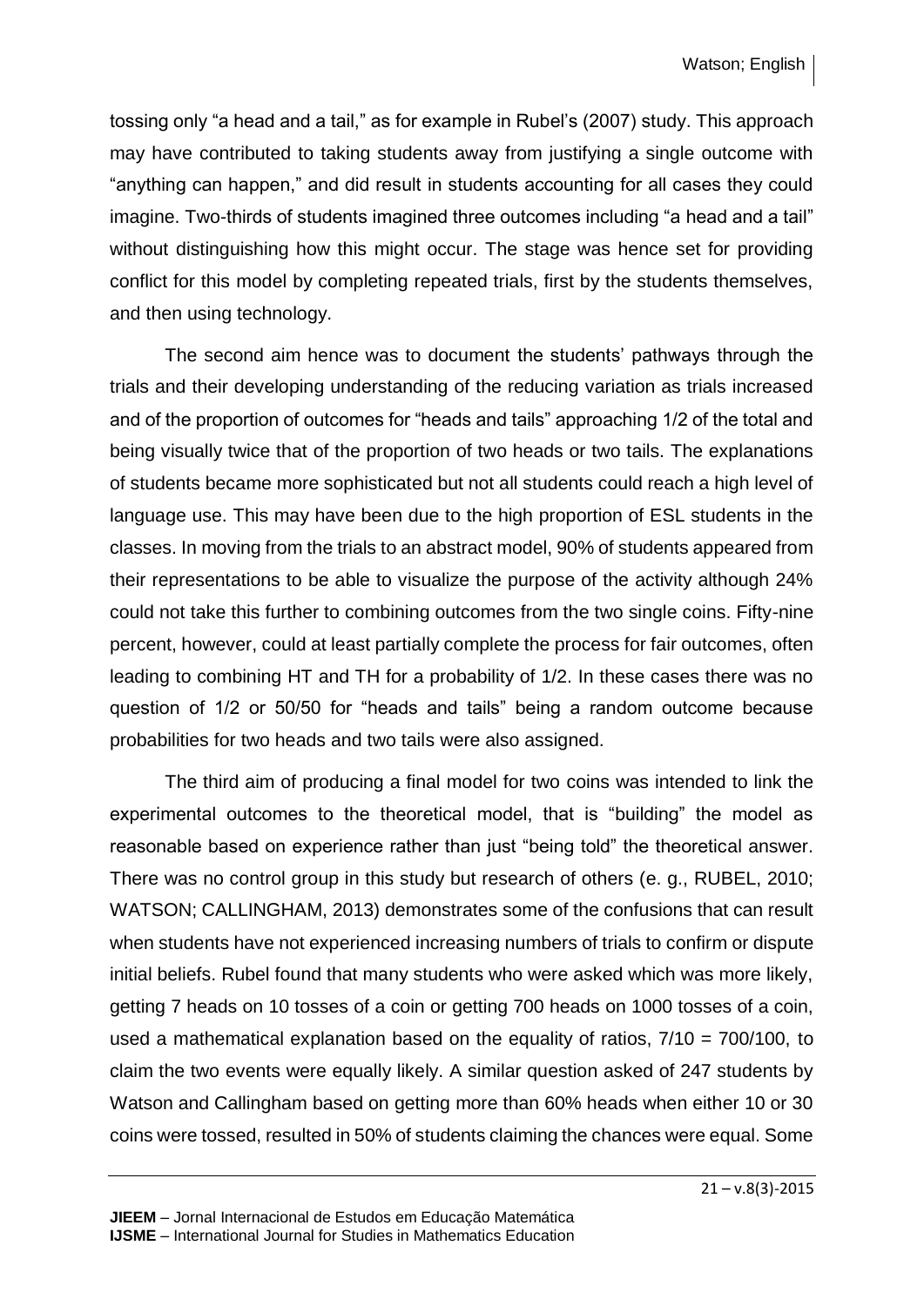tossing only “a head and a tail,” as for example in Rubel’s (2007) study. This approach may have contributed to taking students away from justifying a single outcome with “anything can happen,” and did result in students accounting for all cases they could imagine. Two-thirds of students imagined three outcomes including “a head and a tail” without distinguishing how this might occur. The stage was hence set for providing conflict for this model by completing repeated trials, first by the students themselves, and then using technology.

The second aim hence was to document the students’ pathways through the trials and their developing understanding of the reducing variation as trials increased and of the proportion of outcomes for “heads and tails” approaching 1/2 of the total and being visually twice that of the proportion of two heads or two tails. The explanations of students became more sophisticated but not all students could reach a high level of language use. This may have been due to the high proportion of ESL students in the classes. In moving from the trials to an abstract model, 90% of students appeared from their representations to be able to visualize the purpose of the activity although 24% could not take this further to combining outcomes from the two single coins. Fifty-nine percent, however, could at least partially complete the process for fair outcomes, often leading to combining HT and TH for a probability of 1/2. In these cases there was no question of 1/2 or 50/50 for “heads and tails” being a random outcome because probabilities for two heads and two tails were also assigned.

The third aim of producing a final model for two coins was intended to link the experimental outcomes to the theoretical model, that is “building” the model as reasonable based on experience rather than just “being told” the theoretical answer. There was no control group in this study but research of others (e. g., RUBEL, 2010; WATSON; CALLINGHAM, 2013) demonstrates some of the confusions that can result when students have not experienced increasing numbers of trials to confirm or dispute initial beliefs. Rubel found that many students who were asked which was more likely, getting 7 heads on 10 tosses of a coin or getting 700 heads on 1000 tosses of a coin, used a mathematical explanation based on the equality of ratios, 7/10 = 700/100, to claim the two events were equally likely. A similar question asked of 247 students by Watson and Callingham based on getting more than 60% heads when either 10 or 30 coins were tossed, resulted in 50% of students claiming the chances were equal. Some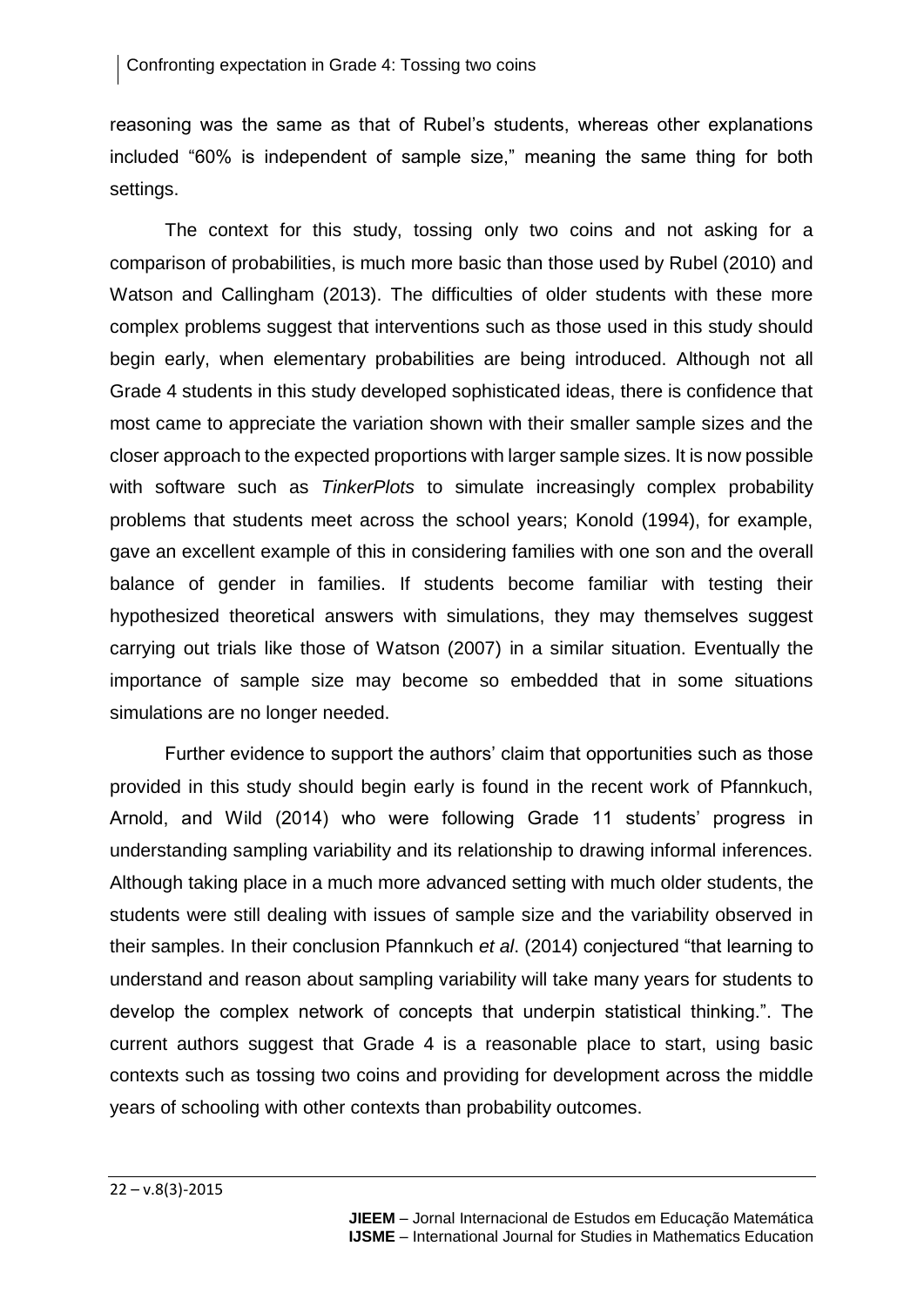reasoning was the same as that of Rubel's students, whereas other explanations included "60% is independent of sample size," meaning the same thing for both settings.

The context for this study, tossing only two coins and not asking for a comparison of probabilities, is much more basic than those used by Rubel (2010) and Watson and Callingham (2013). The difficulties of older students with these more complex problems suggest that interventions such as those used in this study should begin early, when elementary probabilities are being introduced. Although not all Grade 4 students in this study developed sophisticated ideas, there is confidence that most came to appreciate the variation shown with their smaller sample sizes and the closer approach to the expected proportions with larger sample sizes. It is now possible with software such as *TinkerPlots* to simulate increasingly complex probability problems that students meet across the school years; Konold (1994), for example, gave an excellent example of this in considering families with one son and the overall balance of gender in families. If students become familiar with testing their hypothesized theoretical answers with simulations, they may themselves suggest carrying out trials like those of Watson (2007) in a similar situation. Eventually the importance of sample size may become so embedded that in some situations simulations are no longer needed.

Further evidence to support the authors' claim that opportunities such as those provided in this study should begin early is found in the recent work of Pfannkuch, Arnold, and Wild (2014) who were following Grade 11 students' progress in understanding sampling variability and its relationship to drawing informal inferences. Although taking place in a much more advanced setting with much older students, the students were still dealing with issues of sample size and the variability observed in their samples. In their conclusion Pfannkuch *et al*. (2014) conjectured "that learning to understand and reason about sampling variability will take many years for students to develop the complex network of concepts that underpin statistical thinking.". The current authors suggest that Grade 4 is a reasonable place to start, using basic contexts such as tossing two coins and providing for development across the middle years of schooling with other contexts than probability outcomes.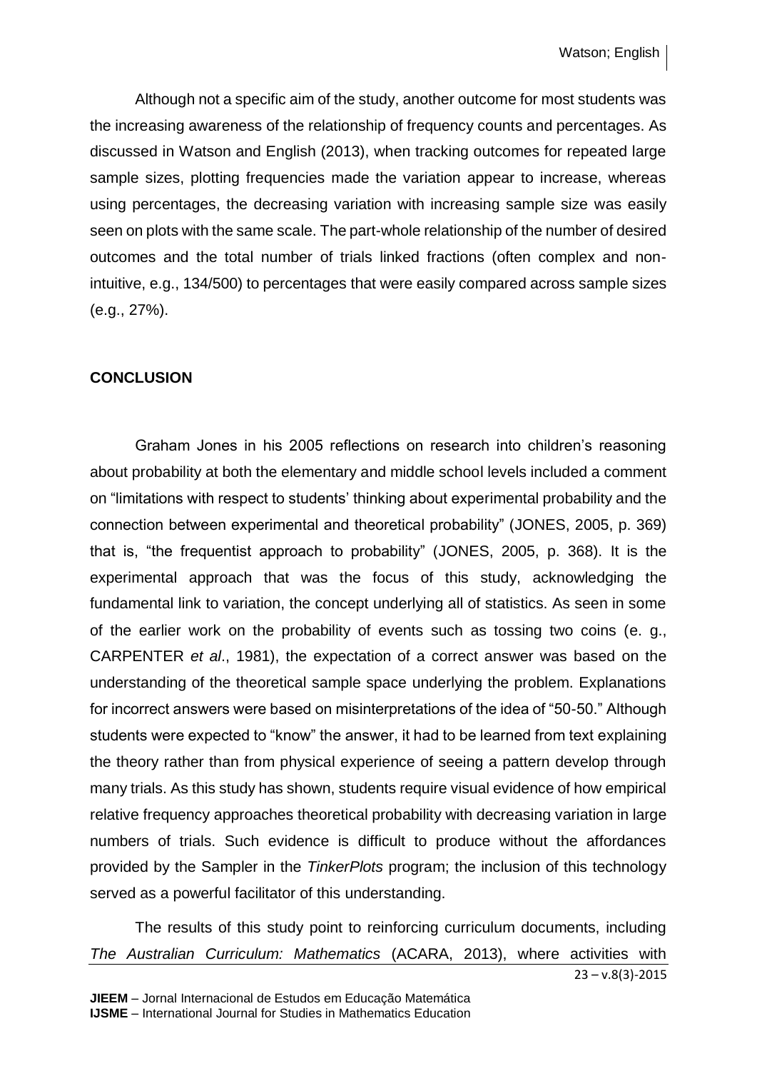Although not a specific aim of the study, another outcome for most students was the increasing awareness of the relationship of frequency counts and percentages. As discussed in Watson and English (2013), when tracking outcomes for repeated large sample sizes, plotting frequencies made the variation appear to increase, whereas using percentages, the decreasing variation with increasing sample size was easily seen on plots with the same scale. The part-whole relationship of the number of desired outcomes and the total number of trials linked fractions (often complex and non-intuitive, e.g., 134/500) to percentages that were easily compared across sample sizes (e.g., 27%).

## CONCLUSION

Graham Jones in his 2005 reflections on research into children's reasoning about probability at both the elementary and middle school levels included a comment on "limitations with respect to students' thinking about experimental probability and the connection between experimental and theoretical probability" (JONES, 2005, p. 369) that is, "the frequentist approach to probability" (JONES, 2005, p. 368). It is the experimental approach that was the focus of this study, acknowledging the fundamental link to variation, the concept underlying all of statistics. As seen in some of the earlier work on the probability of events such as tossing two coins (e. g., CARPENTER *et al*., 1981), the expectation of a correct answer was based on the understanding of the theoretical sample space underlying the problem. Explanations for incorrect answers were based on misinterpretations of the idea of "50-50." Although students were expected to "know" the answer, it had to be learned from text explaining the theory rather than from physical experience of seeing a pattern develop through many trials. As this study has shown, students require visual evidence of how empirical relative frequency approaches theoretical probability with decreasing variation in large numbers of trials. Such evidence is difficult to produce without the affordances provided by the Sampler in the *TinkerPlots* program; the inclusion of this technology served as a powerful facilitator of this understanding.

The results of this study point to reinforcing curriculum documents, including *The Australian Curriculum: Mathematics* (ACARA, 2013), where activities with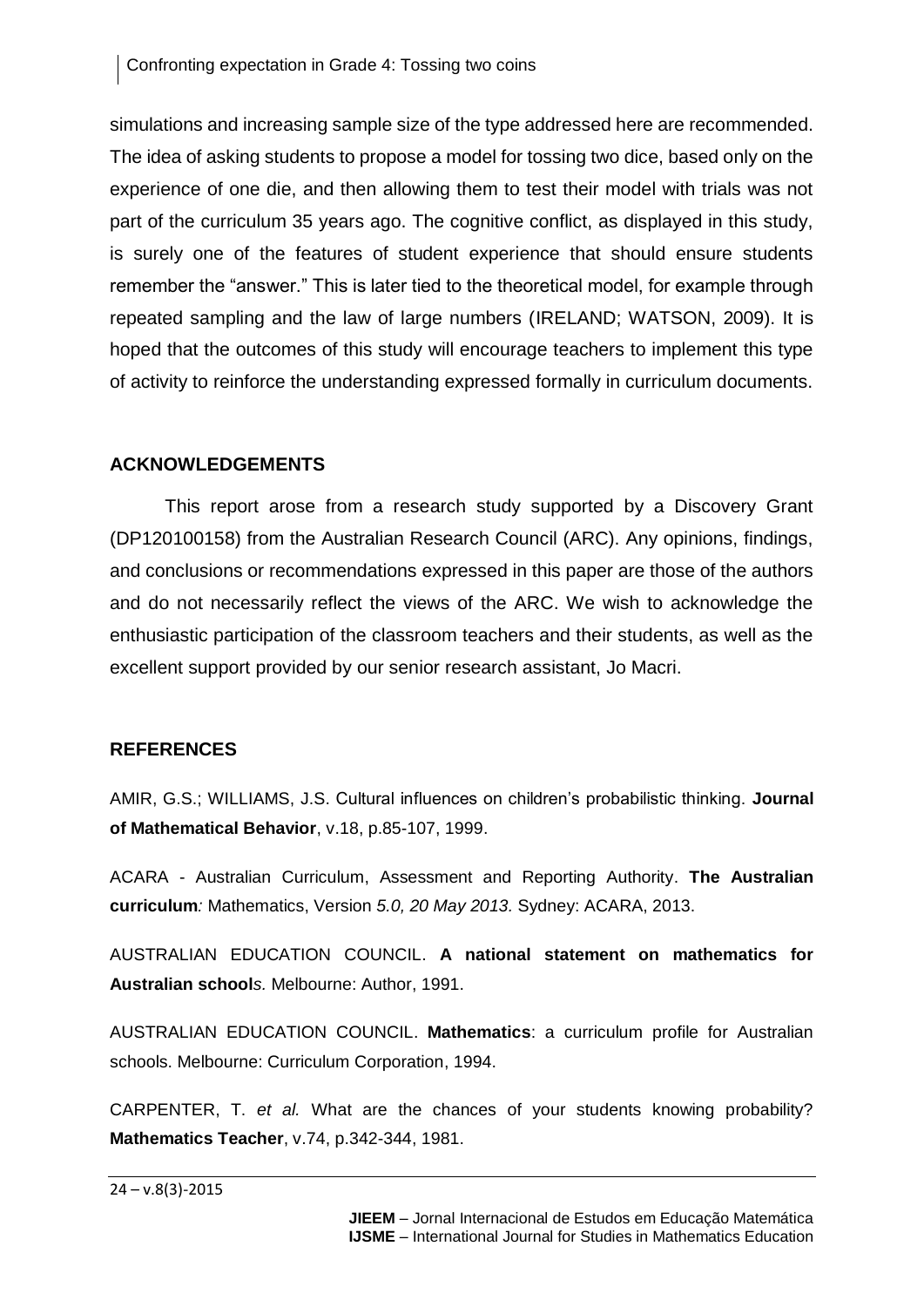simulations and increasing sample size of the type addressed here are recommended. The idea of asking students to propose a model for tossing two dice, based only on the experience of one die, and then allowing them to test their model with trials was not part of the curriculum 35 years ago. The cognitive conflict, as displayed in this study, is surely one of the features of student experience that should ensure students remember the "answer." This is later tied to the theoretical model, for example through repeated sampling and the law of large numbers (IRELAND; WATSON, 2009). It is hoped that the outcomes of this study will encourage teachers to implement this type of activity to reinforce the understanding expressed formally in curriculum documents.

## ACKNOWLEDGEMENTS

This report arose from a research study supported by a Discovery Grant (DP120100158) from the Australian Research Council (ARC). Any opinions, findings, and conclusions or recommendations expressed in this paper are those of the authors and do not necessarily reflect the views of the ARC. We wish to acknowledge the enthusiastic participation of the classroom teachers and their students, as well as the excellent support provided by our senior research assistant, Jo Macri.

## REFERENCES

AMIR, G.S.; WILLIAMS, J.S. Cultural influences on children's probabilistic thinking. **Journal of Mathematical Behavior**, v.18, p.85-107, 1999.

ACARA - Australian Curriculum, Assessment and Reporting Authority. **The Australian curriculum***:* Mathematics, Version *5.0, 20 May 2013.* Sydney: ACARA, 2013.

AUSTRALIAN EDUCATION COUNCIL. **A national statement on mathematics for Australian school***s.* Melbourne: Author, 1991.

AUSTRALIAN EDUCATION COUNCIL. **Mathematics**: a curriculum profile for Australian schools. Melbourne: Curriculum Corporation, 1994.

CARPENTER, T. *et al.* What are the chances of your students knowing probability? **Mathematics Teacher**, v.74, p.342-344, 1981.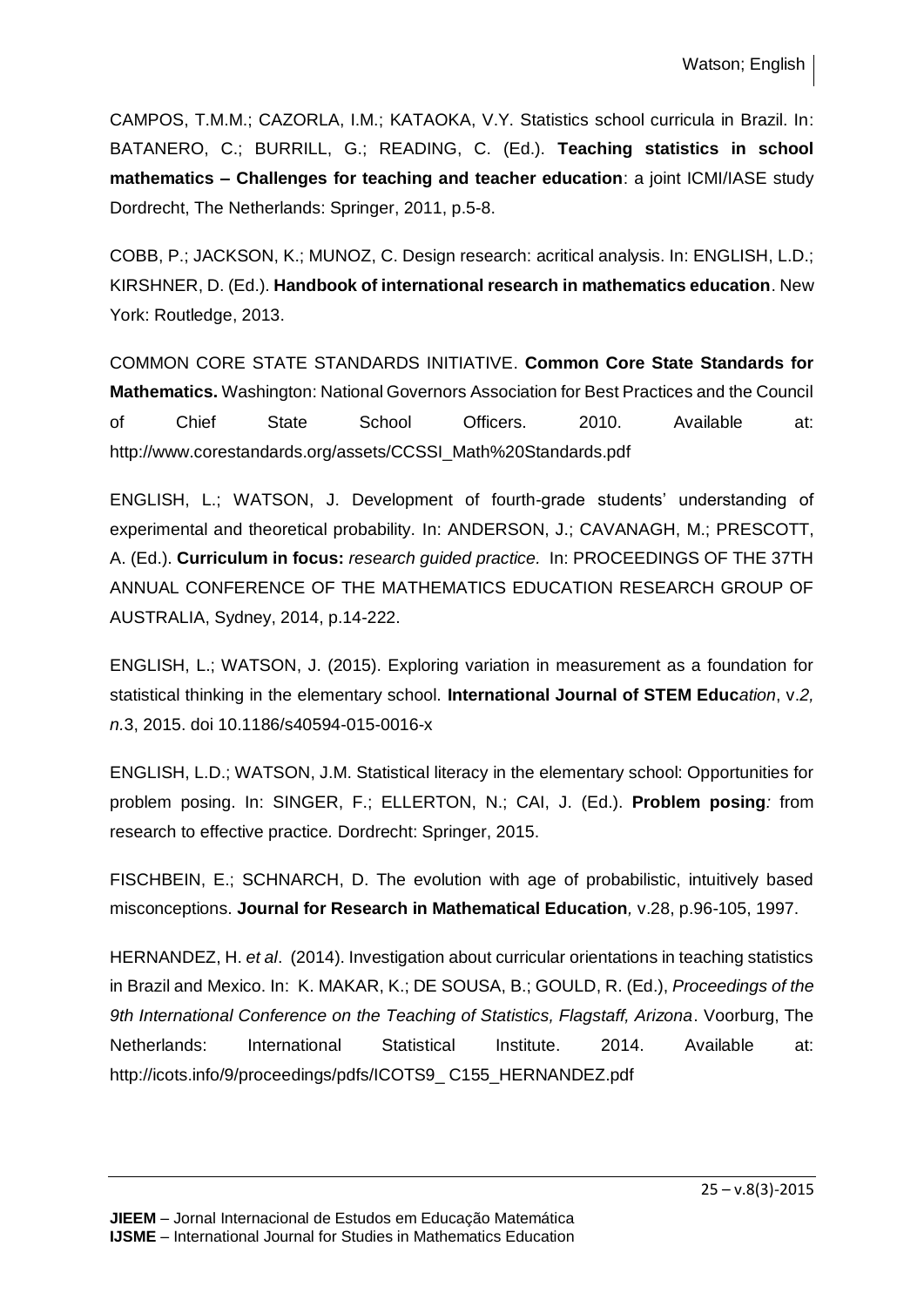CAMPOS, T.M.M.; CAZORLA, I.M.; KATAOKA, V.Y. Statistics school curricula in Brazil. In: BATANERO, C.; BURRILL, G.; READING, C. (Ed.). **Teaching statistics in school mathematics – Challenges for teaching and teacher education**: a joint ICMI/IASE study Dordrecht, The Netherlands: Springer, 2011, p.5-8.

COBB, P.; JACKSON, K.; MUNOZ, C. Design research: acritical analysis. In: ENGLISH, L.D.; KIRSHNER, D. (Ed.). **Handbook of international research in mathematics education**. New York: Routledge, 2013.

COMMON CORE STATE STANDARDS INITIATIVE. **Common Core State Standards for Mathematics.** Washington: National Governors Association for Best Practices and the Council of Chief State School Officers. 2010. Available at: http://www.corestandards.org/assets/CCSSI_Math%20Standards.pdf

ENGLISH, L.; WATSON, J. Development of fourth-grade students' understanding of experimental and theoretical probability. In: ANDERSON, J.; CAVANAGH, M.; PRESCOTT, A. (Ed.). **Curriculum in focus:** *research guided practice.* In: PROCEEDINGS OF THE 37TH ANNUAL CONFERENCE OF THE MATHEMATICS EDUCATION RESEARCH GROUP OF AUSTRALIA, Sydney, 2014, p.14-222.

ENGLISH, L.; WATSON, J. (2015). Exploring variation in measurement as a foundation for statistical thinking in the elementary school. **International Journal of STEM Educ***ation*, v*.2, n.*3, 2015. doi 10.1186/s40594-015-0016-x

ENGLISH, L.D.; WATSON, J.M. Statistical literacy in the elementary school: Opportunities for problem posing. In: SINGER, F.; ELLERTON, N.; CAI, J. (Ed.). **Problem posing***:* from research to effective practice*.* Dordrecht: Springer, 2015.

FISCHBEIN, E.; SCHNARCH, D. The evolution with age of probabilistic, intuitively based misconceptions. **Journal for Research in Mathematical Education***,* v.28, p.96-105, 1997.

HERNANDEZ, H. *et al*. (2014). Investigation about curricular orientations in teaching statistics in Brazil and Mexico. In: K. MAKAR, K.; DE SOUSA, B.; GOULD, R. (Ed.), *Proceedings of the 9th International Conference on the Teaching of Statistics, Flagstaff, Arizona*. Voorburg, The Netherlands: International Statistical Institute. 2014. Available at: http://icots.info/9/proceedings/pdfs/ICOTS9_ C155_HERNANDEZ.pdf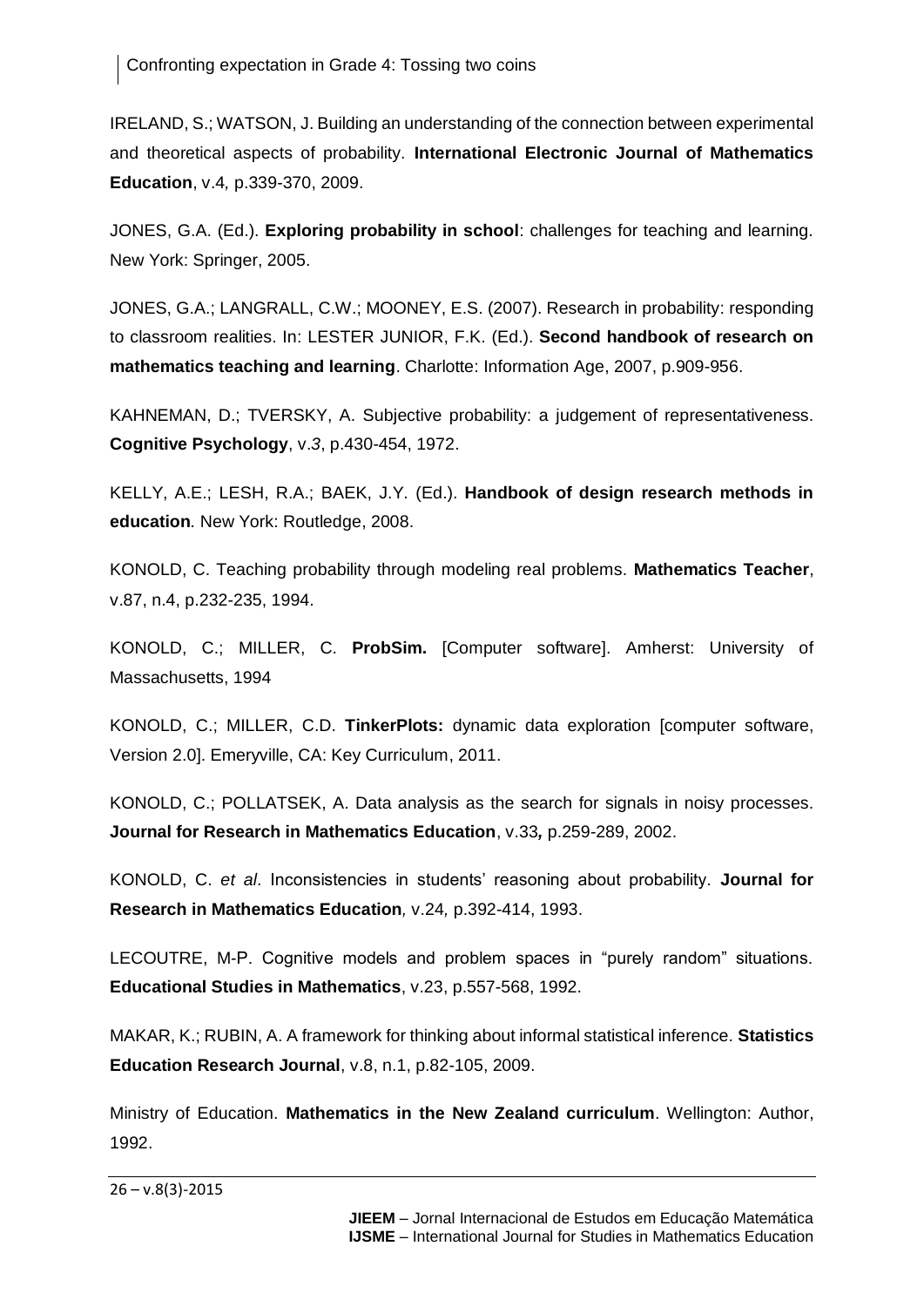IRELAND, S.; WATSON, J. Building an understanding of the connection between experimental and theoretical aspects of probability. **International Electronic Journal of Mathematics Education**, v.4*,* p.339-370, 2009.

JONES, G.A. (Ed.). **Exploring probability in school**: challenges for teaching and learning. New York: Springer, 2005.

JONES, G.A.; LANGRALL, C.W.; MOONEY, E.S. (2007). Research in probability: responding to classroom realities. In: LESTER JUNIOR, F.K. (Ed.). **Second handbook of research on mathematics teaching and learning**. Charlotte: Information Age, 2007, p.909-956.

KAHNEMAN, D.; TVERSKY, A. Subjective probability: a judgement of representativeness. **Cognitive Psychology**, v.*3*, p.430-454, 1972.

KELLY, A.E.; LESH, R.A.; BAEK, J.Y. (Ed.). **Handbook of design research methods in education***.* New York: Routledge, 2008.

KONOLD, C. Teaching probability through modeling real problems. **Mathematics Teacher**, v.87, n.4, p.232-235, 1994.

KONOLD, C.; MILLER, C. **ProbSim.** [Computer software]. Amherst: University of Massachusetts, 1994

KONOLD, C.; MILLER, C.D. **TinkerPlots:** dynamic data exploration [computer software, Version 2.0]. Emeryville, CA: Key Curriculum, 2011.

KONOLD, C.; POLLATSEK, A. Data analysis as the search for signals in noisy processes. **Journal for Research in Mathematics Education**, v.33*,* p.259-289, 2002.

KONOLD, C. *et al*. Inconsistencies in students' reasoning about probability. **Journal for Research in Mathematics Education***,* v.24*,* p.392-414, 1993.

LECOUTRE, M-P. Cognitive models and problem spaces in "purely random" situations. **Educational Studies in Mathematics**, v.23, p.557-568, 1992.

MAKAR, K.; RUBIN, A. A framework for thinking about informal statistical inference. **Statistics Education Research Journal**, v.8, n.1, p.82-105, 2009.

Ministry of Education. **Mathematics in the New Zealand curriculum**. Wellington: Author, 1992.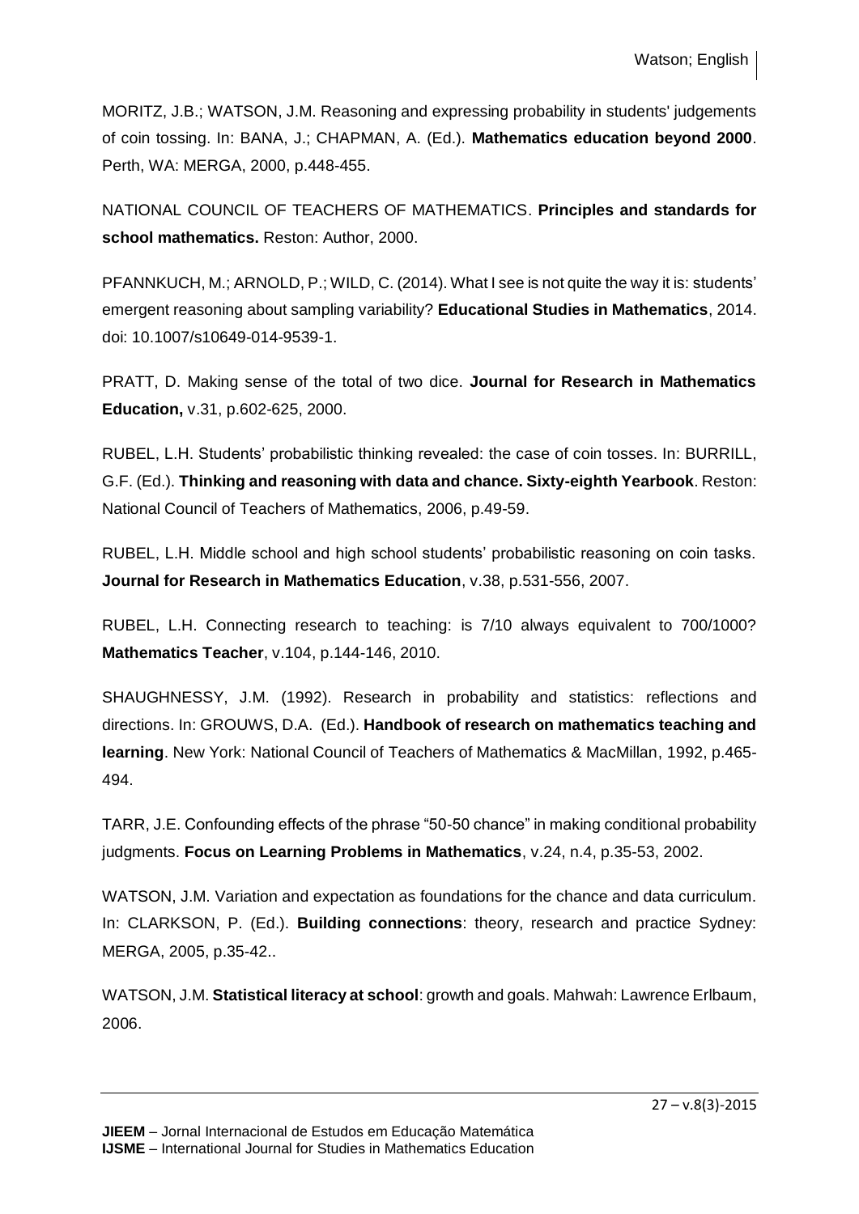MORITZ, J.B.; WATSON, J.M. Reasoning and expressing probability in students' judgements of coin tossing. In: BANA, J.; CHAPMAN, A. (Ed.). **Mathematics education beyond 2000**. Perth, WA: MERGA, 2000, p.448-455.

NATIONAL COUNCIL OF TEACHERS OF MATHEMATICS. **Principles and standards for school mathematics.** Reston: Author, 2000.

PFANNKUCH, M.; ARNOLD, P.; WILD, C. (2014). What I see is not quite the way it is: students' emergent reasoning about sampling variability? **Educational Studies in Mathematics**, 2014. doi: 10.1007/s10649-014-9539-1.

PRATT, D. Making sense of the total of two dice. **Journal for Research in Mathematics Education,** v.31, p.602-625, 2000.

RUBEL, L.H. Students' probabilistic thinking revealed: the case of coin tosses. In: BURRILL, G.F. (Ed.). **Thinking and reasoning with data and chance. Sixty-eighth Yearbook**. Reston: National Council of Teachers of Mathematics, 2006, p.49-59.

RUBEL, L.H. Middle school and high school students' probabilistic reasoning on coin tasks. **Journal for Research in Mathematics Education**, v.38, p.531-556, 2007.

RUBEL, L.H. Connecting research to teaching: is 7/10 always equivalent to 700/1000? **Mathematics Teacher**, v.104, p.144-146, 2010.

SHAUGHNESSY, J.M. (1992). Research in probability and statistics: reflections and directions. In: GROUWS, D.A. (Ed.). **Handbook of research on mathematics teaching and learning**. New York: National Council of Teachers of Mathematics & MacMillan, 1992, p.465-494.

TARR, J.E. Confounding effects of the phrase "50-50 chance" in making conditional probability judgments. **Focus on Learning Problems in Mathematics**, v.24, n.4, p.35-53, 2002.

WATSON, J.M. Variation and expectation as foundations for the chance and data curriculum. In: CLARKSON, P. (Ed.). **Building connections**: theory, research and practice Sydney: MERGA, 2005, p.35-42..

WATSON, J.M. **Statistical literacy at school**: growth and goals. Mahwah: Lawrence Erlbaum, 2006.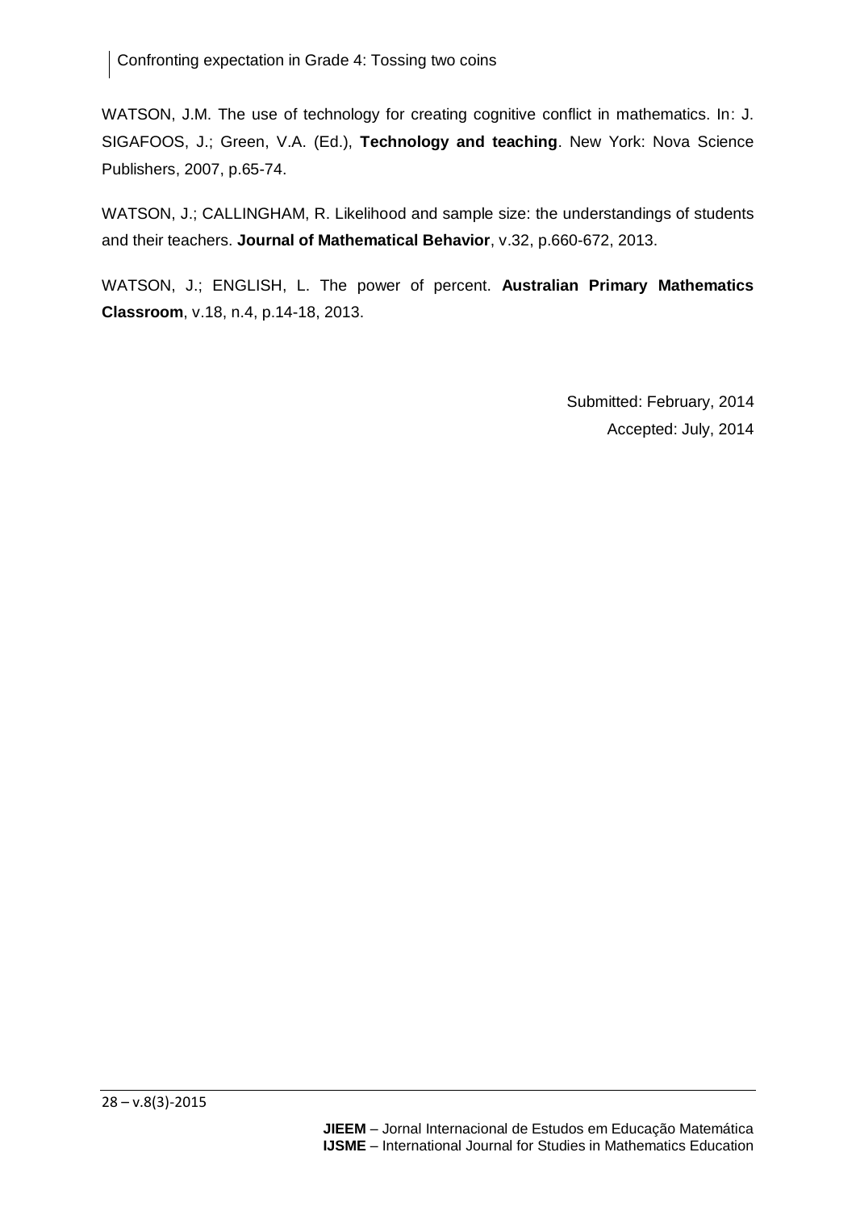WATSON, J.M. The use of technology for creating cognitive conflict in mathematics. In: J. SIGAFOOS, J.; Green, V.A. (Ed.), **Technology and teaching**. New York: Nova Science Publishers, 2007, p.65-74.

WATSON, J.; CALLINGHAM, R. Likelihood and sample size: the understandings of students and their teachers. **Journal of Mathematical Behavior**, v.32, p.660-672, 2013.

WATSON, J.; ENGLISH, L. The power of percent. **Australian Primary Mathematics Classroom**, v.18, n.4, p.14-18, 2013.

Submitted: February, 2014

Accepted: July, 2014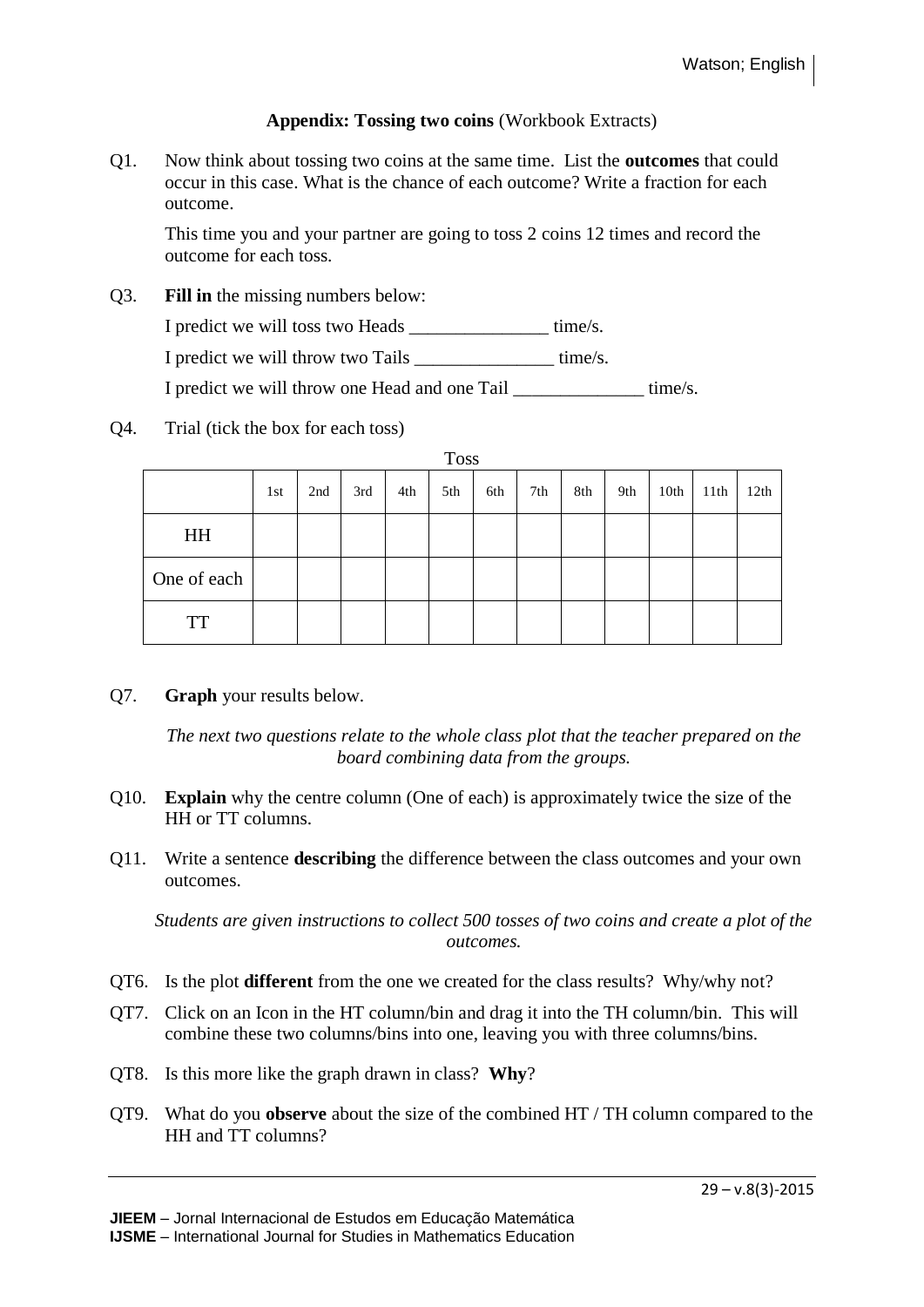**Appendix: Tossing two coins** (Workbook Extracts)

Q1. Now think about tossing two coins at the same time. List the **outcomes** that could occur in this case. What is the chance of each outcome? Write a fraction for each outcome.

This time you and your partner are going to toss 2 coins 12 times and record the outcome for each toss.

Q3. **Fill in** the missing numbers below:

I predict we will toss two Heads _______________ time/s.

I predict we will throw two Tails _______________ time/s.

I predict we will throw one Head and one Tail ______________ time/s.

Q4. Trial (tick the box for each toss)

Toss

| | 1st | 2nd | 3rd | 4th | 5th | 6th | 7th | 8th | 9th | 10th | 11th | 12th |
|---|---|---|---|---|---|---|---|---|---|---|---|---|
| HH | | | | | | | | | | | | |
| One of each | | | | | | | | | | | | |
| TT | | | | | | | | | | | | |

Q7. **Graph** your results below.

*The next two questions relate to the whole class plot that the teacher prepared on the board combining data from the groups.*

Q10. **Explain** why the centre column (One of each) is approximately twice the size of the HH or TT columns.

Q11. Write a sentence **describing** the difference between the class outcomes and your own outcomes.

*Students are given instructions to collect 500 tosses of two coins and create a plot of the outcomes.*

QT6. Is the plot **different** from the one we created for the class results? Why/why not?

QT7. Click on an Icon in the HT column/bin and drag it into the TH column/bin. This will combine these two columns/bins into one, leaving you with three columns/bins.

QT8. Is this more like the graph drawn in class? **Why**?

QT9. What do you **observe** about the size of the combined HT / TH column compared to the HH and TT columns?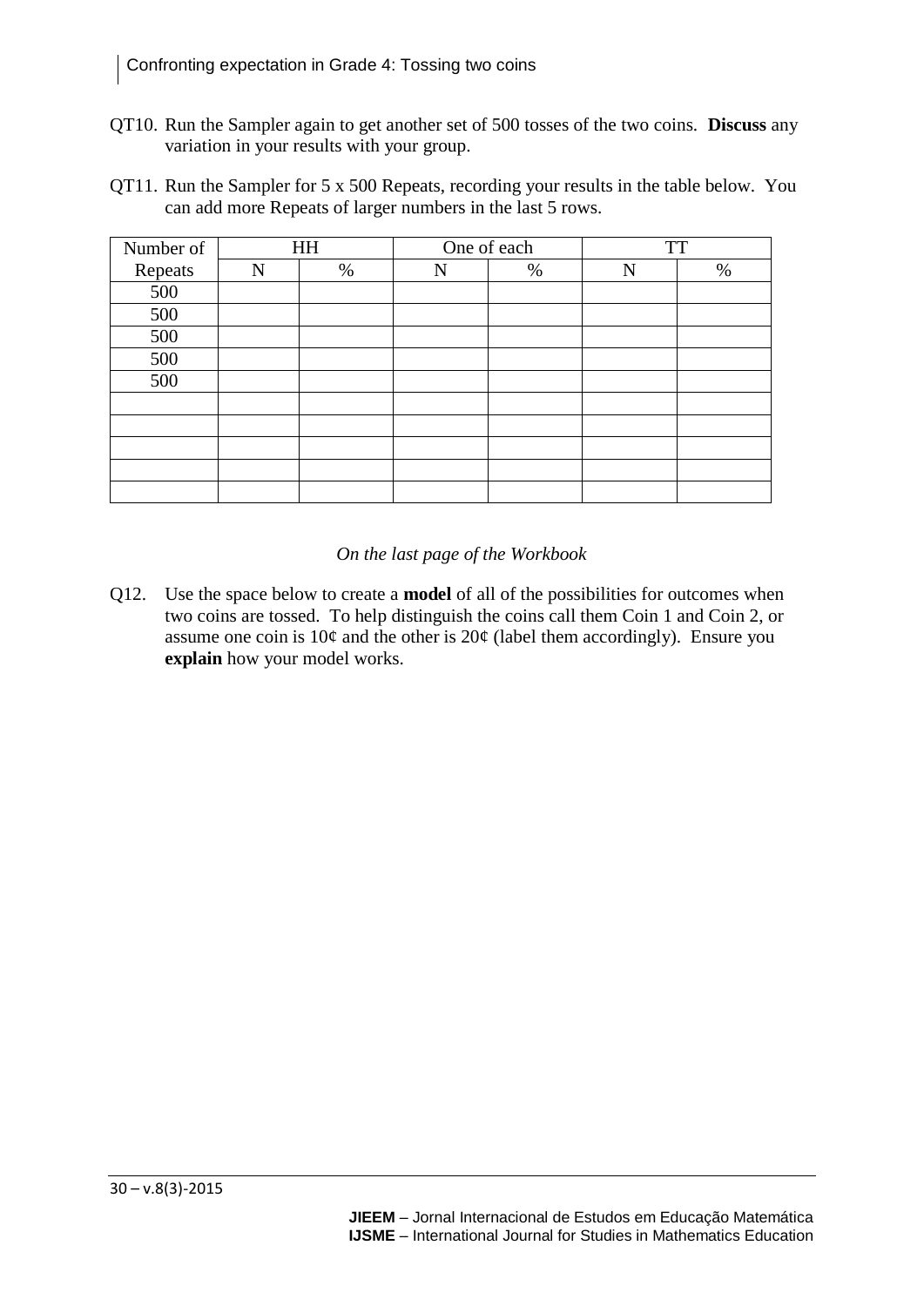QT10. Run the Sampler again to get another set of 500 tosses of the two coins. **Discuss** any variation in your results with your group.

QT11. Run the Sampler for 5 x 500 Repeats, recording your results in the table below. You can add more Repeats of larger numbers in the last 5 rows.

| Number of | HH | | One of each | | TT | |
|---|---|---|---|---|---|---|
| Repeats | N | % | N | % | N | % |
| 500 | | | | | | |
| 500 | | | | | | |
| 500 | | | | | | |
| 500 | | | | | | |
| 500 | | | | | | |
| | | | | | | |
| | | | | | | |
| | | | | | | |
| | | | | | | |
| | | | | | | |

*On the last page of the Workbook*

Q12. Use the space below to create a **model** of all of the possibilities for outcomes when two coins are tossed. To help distinguish the coins call them Coin 1 and Coin 2, or assume one coin is 10¢ and the other is 20¢ (label them accordingly). Ensure you **explain** how your model works.